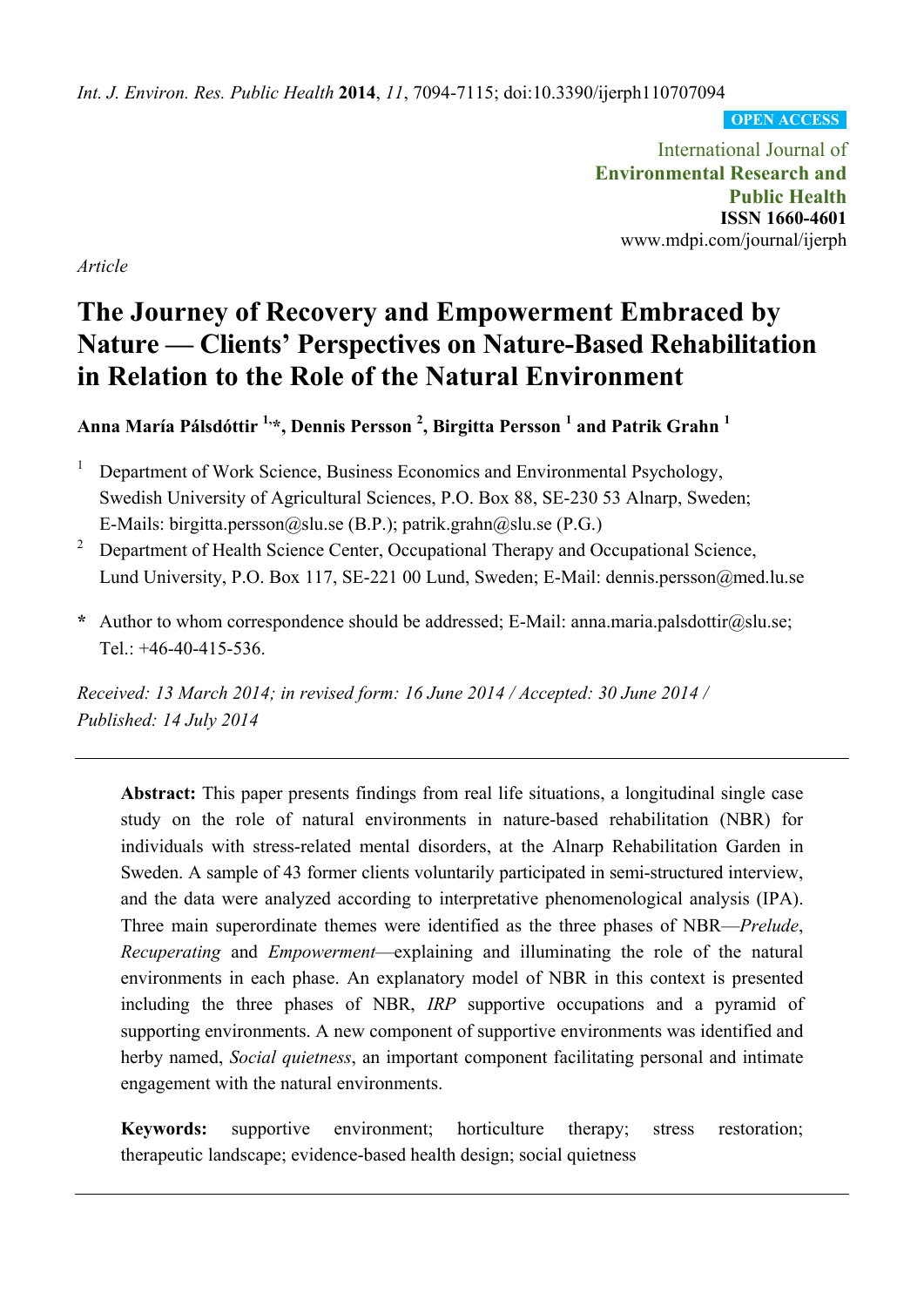*Int. J. Environ. Res. Public Health* **2014**, *11*, 7094-7115; doi:10.3390/ijerph110707094

**OPEN ACCESS**

International Journal of
**Environmental Research and Public Health**
**ISSN 1660-4601**
www.mdpi.com/journal/ijerph

*Article*

# The Journey of Recovery and Empowerment Embraced by Nature — Clients' Perspectives on Nature-Based Rehabilitation in Relation to the Role of the Natural Environment

**Anna María Pálsdóttir [1,*], Dennis Persson [2], Birgitta Persson [1] and Patrik Grahn [1]**

[1] Department of Work Science, Business Economics and Environmental Psychology, Swedish University of Agricultural Sciences, P.O. Box 88, SE-230 53 Alnarp, Sweden; E-Mails: birgitta.persson@slu.se (B.P.); patrik.grahn@slu.se (P.G.)

[2] Department of Health Science Center, Occupational Therapy and Occupational Science, Lund University, P.O. Box 117, SE-221 00 Lund, Sweden; E-Mail: dennis.persson@med.lu.se

**\*** Author to whom correspondence should be addressed; E-Mail: anna.maria.palsdottir@slu.se; Tel.: +46-40-415-536.

*Received: 13 March 2014; in revised form: 16 June 2014 / Accepted: 30 June 2014 / Published: 14 July 2014*

---

**Abstract:** This paper presents findings from real life situations, a longitudinal single case study on the role of natural environments in nature-based rehabilitation (NBR) for individuals with stress-related mental disorders, at the Alnarp Rehabilitation Garden in Sweden. A sample of 43 former clients voluntarily participated in semi-structured interview, and the data were analyzed according to interpretative phenomenological analysis (IPA). Three main superordinate themes were identified as the three phases of NBR—*Prelude*, *Recuperating* and *Empowerment*—explaining and illuminating the role of the natural environments in each phase. An explanatory model of NBR in this context is presented including the three phases of NBR, *IRP* supportive occupations and a pyramid of supporting environments. A new component of supportive environments was identified and herby named, *Social quietness*, an important component facilitating personal and intimate engagement with the natural environments.

**Keywords:** supportive environment; horticulture therapy; stress restoration; therapeutic landscape; evidence-based health design; social quietness

---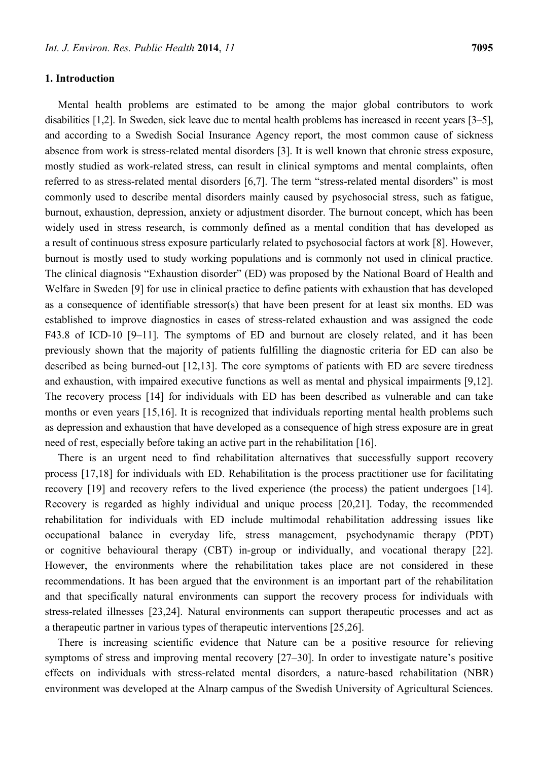## 1. Introduction

Mental health problems are estimated to be among the major global contributors to work disabilities [1,2]. In Sweden, sick leave due to mental health problems has increased in recent years [3–5], and according to a Swedish Social Insurance Agency report, the most common cause of sickness absence from work is stress-related mental disorders [3]. It is well known that chronic stress exposure, mostly studied as work-related stress, can result in clinical symptoms and mental complaints, often referred to as stress-related mental disorders [6,7]. The term "stress-related mental disorders" is most commonly used to describe mental disorders mainly caused by psychosocial stress, such as fatigue, burnout, exhaustion, depression, anxiety or adjustment disorder. The burnout concept, which has been widely used in stress research, is commonly defined as a mental condition that has developed as a result of continuous stress exposure particularly related to psychosocial factors at work [8]. However, burnout is mostly used to study working populations and is commonly not used in clinical practice. The clinical diagnosis "Exhaustion disorder" (ED) was proposed by the National Board of Health and Welfare in Sweden [9] for use in clinical practice to define patients with exhaustion that has developed as a consequence of identifiable stressor(s) that have been present for at least six months. ED was established to improve diagnostics in cases of stress-related exhaustion and was assigned the code F43.8 of ICD-10 [9–11]. The symptoms of ED and burnout are closely related, and it has been previously shown that the majority of patients fulfilling the diagnostic criteria for ED can also be described as being burned-out [12,13]. The core symptoms of patients with ED are severe tiredness and exhaustion, with impaired executive functions as well as mental and physical impairments [9,12]. The recovery process [14] for individuals with ED has been described as vulnerable and can take months or even years [15,16]. It is recognized that individuals reporting mental health problems such as depression and exhaustion that have developed as a consequence of high stress exposure are in great need of rest, especially before taking an active part in the rehabilitation [16].

There is an urgent need to find rehabilitation alternatives that successfully support recovery process [17,18] for individuals with ED. Rehabilitation is the process practitioner use for facilitating recovery [19] and recovery refers to the lived experience (the process) the patient undergoes [14]. Recovery is regarded as highly individual and unique process [20,21]. Today, the recommended rehabilitation for individuals with ED include multimodal rehabilitation addressing issues like occupational balance in everyday life, stress management, psychodynamic therapy (PDT) or cognitive behavioural therapy (CBT) in-group or individually, and vocational therapy [22]. However, the environments where the rehabilitation takes place are not considered in these recommendations. It has been argued that the environment is an important part of the rehabilitation and that specifically natural environments can support the recovery process for individuals with stress-related illnesses [23,24]. Natural environments can support therapeutic processes and act as a therapeutic partner in various types of therapeutic interventions [25,26].

There is increasing scientific evidence that Nature can be a positive resource for relieving symptoms of stress and improving mental recovery [27–30]. In order to investigate nature's positive effects on individuals with stress-related mental disorders, a nature-based rehabilitation (NBR) environment was developed at the Alnarp campus of the Swedish University of Agricultural Sciences.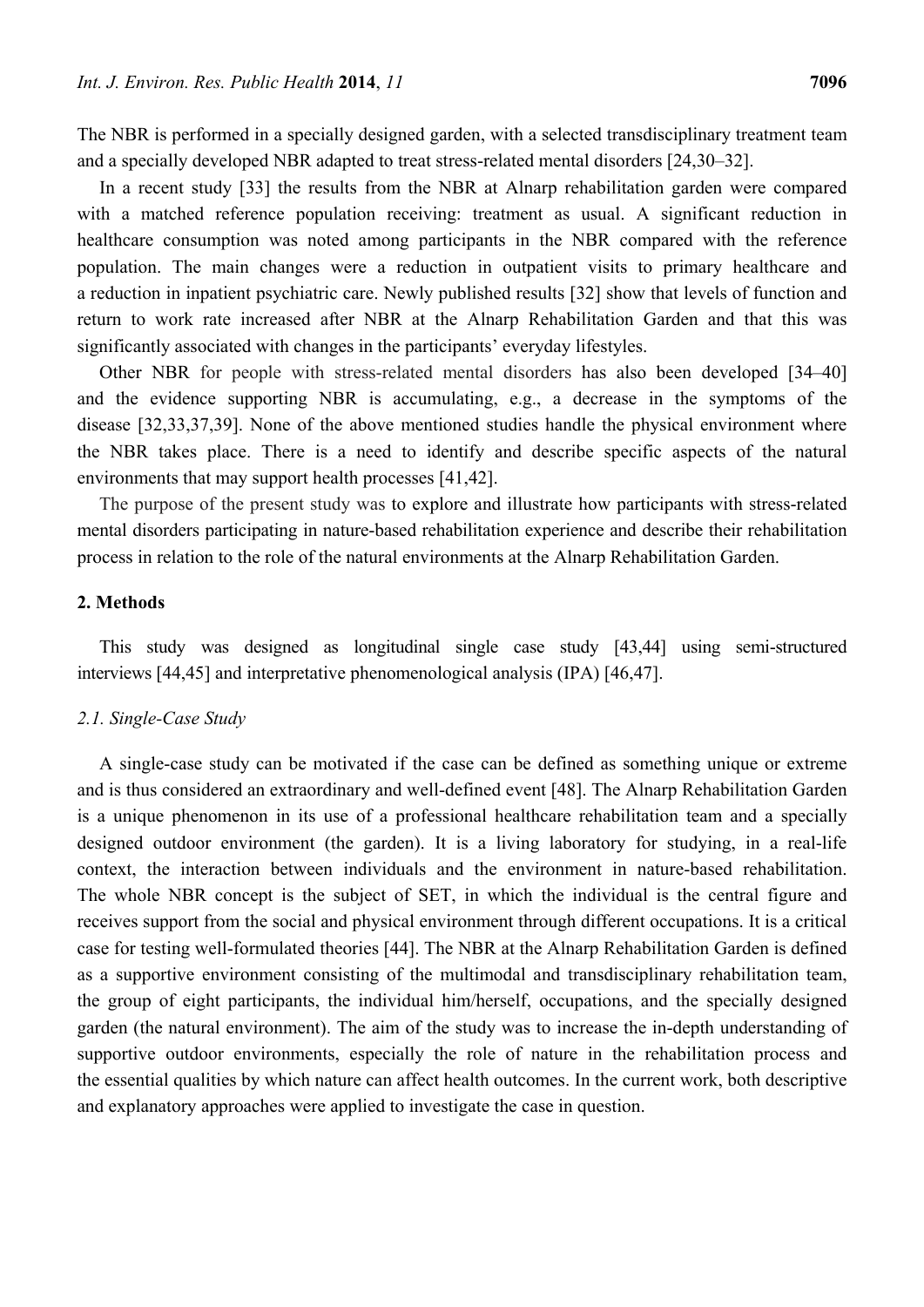The NBR is performed in a specially designed garden, with a selected transdisciplinary treatment team and a specially developed NBR adapted to treat stress-related mental disorders [24,30–32].

In a recent study [33] the results from the NBR at Alnarp rehabilitation garden were compared with a matched reference population receiving: treatment as usual. A significant reduction in healthcare consumption was noted among participants in the NBR compared with the reference population. The main changes were a reduction in outpatient visits to primary healthcare and a reduction in inpatient psychiatric care. Newly published results [32] show that levels of function and return to work rate increased after NBR at the Alnarp Rehabilitation Garden and that this was significantly associated with changes in the participants' everyday lifestyles.

Other NBR for people with stress-related mental disorders has also been developed [34–40] and the evidence supporting NBR is accumulating, e.g., a decrease in the symptoms of the disease [32,33,37,39]. None of the above mentioned studies handle the physical environment where the NBR takes place. There is a need to identify and describe specific aspects of the natural environments that may support health processes [41,42].

The purpose of the present study was to explore and illustrate how participants with stress-related mental disorders participating in nature-based rehabilitation experience and describe their rehabilitation process in relation to the role of the natural environments at the Alnarp Rehabilitation Garden.

## 2. Methods

This study was designed as longitudinal single case study [43,44] using semi-structured interviews [44,45] and interpretative phenomenological analysis (IPA) [46,47].

### 2.1. Single-Case Study

A single-case study can be motivated if the case can be defined as something unique or extreme and is thus considered an extraordinary and well-defined event [48]. The Alnarp Rehabilitation Garden is a unique phenomenon in its use of a professional healthcare rehabilitation team and a specially designed outdoor environment (the garden). It is a living laboratory for studying, in a real-life context, the interaction between individuals and the environment in nature-based rehabilitation. The whole NBR concept is the subject of SET, in which the individual is the central figure and receives support from the social and physical environment through different occupations. It is a critical case for testing well-formulated theories [44]. The NBR at the Alnarp Rehabilitation Garden is defined as a supportive environment consisting of the multimodal and transdisciplinary rehabilitation team, the group of eight participants, the individual him/herself, occupations, and the specially designed garden (the natural environment). The aim of the study was to increase the in-depth understanding of supportive outdoor environments, especially the role of nature in the rehabilitation process and the essential qualities by which nature can affect health outcomes. In the current work, both descriptive and explanatory approaches were applied to investigate the case in question.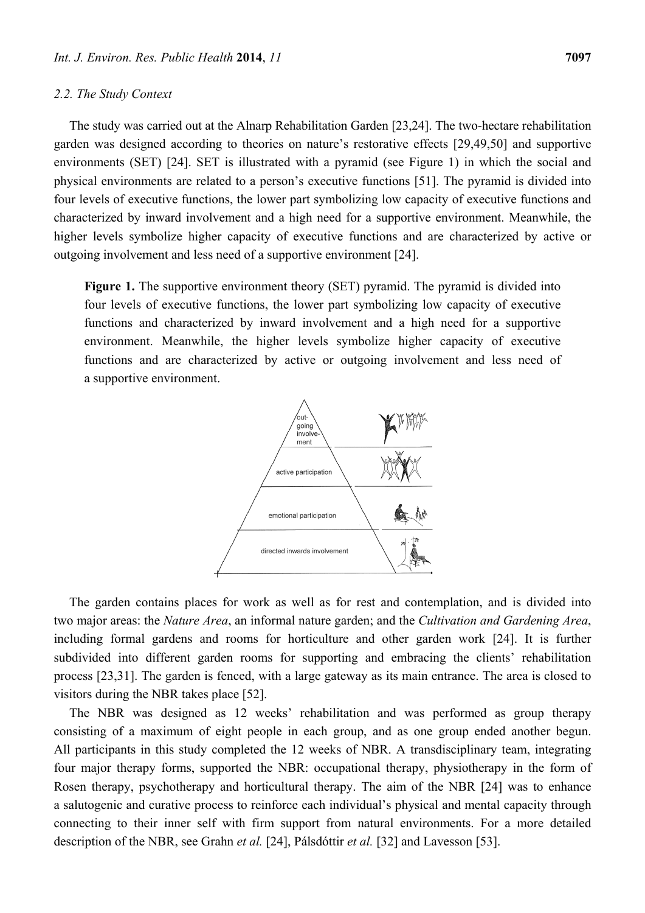### 2.2. The Study Context

The study was carried out at the Alnarp Rehabilitation Garden [23,24]. The two-hectare rehabilitation garden was designed according to theories on nature's restorative effects [29,49,50] and supportive environments (SET) [24]. SET is illustrated with a pyramid (see Figure 1) in which the social and physical environments are related to a person's executive functions [51]. The pyramid is divided into four levels of executive functions, the lower part symbolizing low capacity of executive functions and characterized by inward involvement and a high need for a supportive environment. Meanwhile, the higher levels symbolize higher capacity of executive functions and are characterized by active or outgoing involvement and less need of a supportive environment [24].

**Figure 1.** The supportive environment theory (SET) pyramid. The pyramid is divided into four levels of executive functions, the lower part symbolizing low capacity of executive functions and characterized by inward involvement and a high need for a supportive environment. Meanwhile, the higher levels symbolize higher capacity of executive functions and are characterized by active or outgoing involvement and less need of a supportive environment.

The garden contains places for work as well as for rest and contemplation, and is divided into two major areas: the *Nature Area*, an informal nature garden; and the *Cultivation and Gardening Area*, including formal gardens and rooms for horticulture and other garden work [24]. It is further subdivided into different garden rooms for supporting and embracing the clients' rehabilitation process [23,31]. The garden is fenced, with a large gateway as its main entrance. The area is closed to visitors during the NBR takes place [52].

The NBR was designed as 12 weeks' rehabilitation and was performed as group therapy consisting of a maximum of eight people in each group, and as one group ended another begun. All participants in this study completed the 12 weeks of NBR. A transdisciplinary team, integrating four major therapy forms, supported the NBR: occupational therapy, physiotherapy in the form of Rosen therapy, psychotherapy and horticultural therapy. The aim of the NBR [24] was to enhance a salutogenic and curative process to reinforce each individual's physical and mental capacity through connecting to their inner self with firm support from natural environments. For a more detailed description of the NBR, see Grahn *et al.* [24], Pálsdóttir *et al.* [32] and Lavesson [53].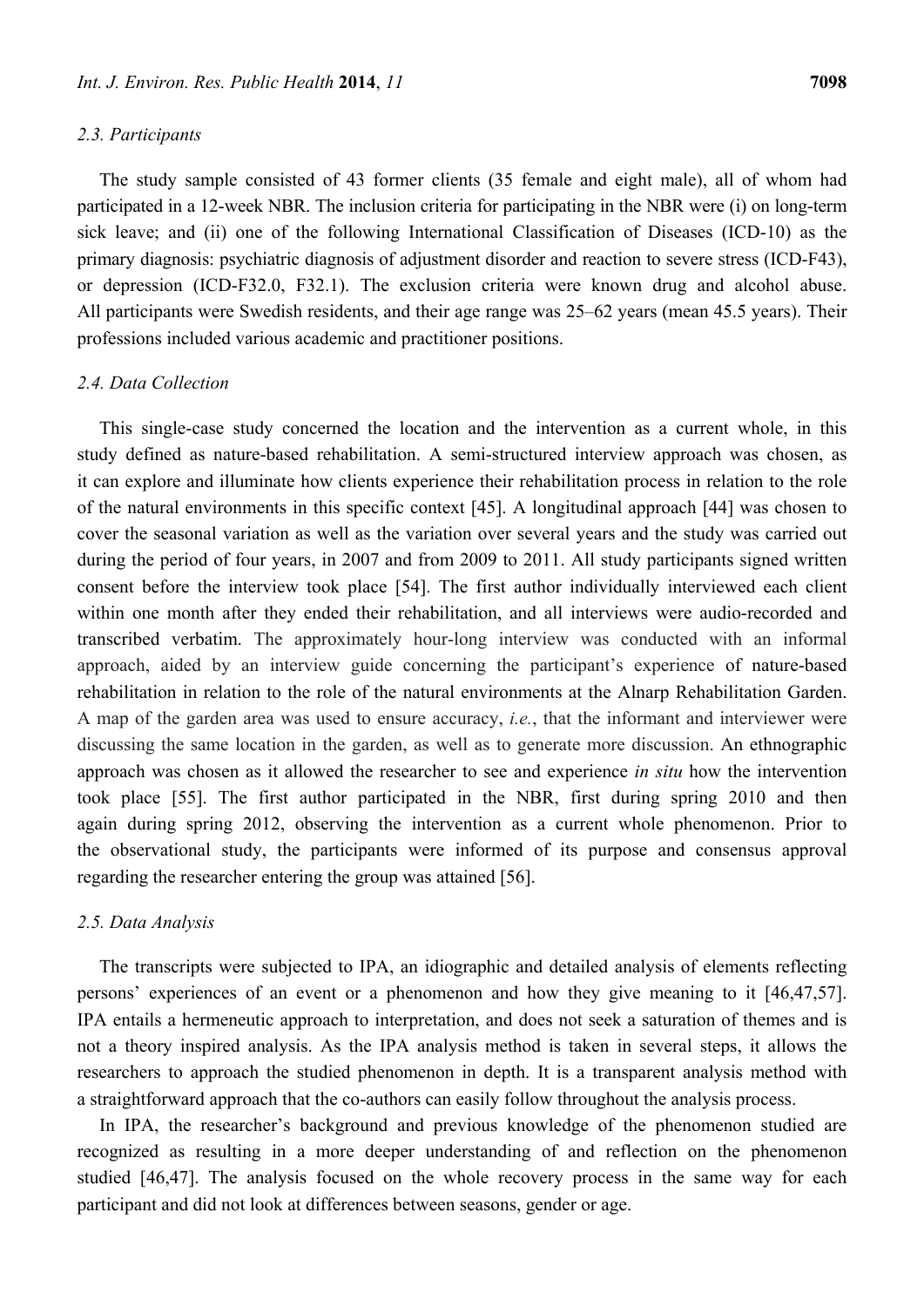### 2.3. Participants

The study sample consisted of 43 former clients (35 female and eight male), all of whom had participated in a 12-week NBR. The inclusion criteria for participating in the NBR were (i) on long-term sick leave; and (ii) one of the following International Classification of Diseases (ICD-10) as the primary diagnosis: psychiatric diagnosis of adjustment disorder and reaction to severe stress (ICD-F43), or depression (ICD-F32.0, F32.1). The exclusion criteria were known drug and alcohol abuse. All participants were Swedish residents, and their age range was 25–62 years (mean 45.5 years). Their professions included various academic and practitioner positions.

### 2.4. Data Collection

This single-case study concerned the location and the intervention as a current whole, in this study defined as nature-based rehabilitation. A semi-structured interview approach was chosen, as it can explore and illuminate how clients experience their rehabilitation process in relation to the role of the natural environments in this specific context [45]. A longitudinal approach [44] was chosen to cover the seasonal variation as well as the variation over several years and the study was carried out during the period of four years, in 2007 and from 2009 to 2011. All study participants signed written consent before the interview took place [54]. The first author individually interviewed each client within one month after they ended their rehabilitation, and all interviews were audio-recorded and transcribed verbatim. The approximately hour-long interview was conducted with an informal approach, aided by an interview guide concerning the participant's experience of nature-based rehabilitation in relation to the role of the natural environments at the Alnarp Rehabilitation Garden. A map of the garden area was used to ensure accuracy, *i.e.*, that the informant and interviewer were discussing the same location in the garden, as well as to generate more discussion. An ethnographic approach was chosen as it allowed the researcher to see and experience *in situ* how the intervention took place [55]. The first author participated in the NBR, first during spring 2010 and then again during spring 2012, observing the intervention as a current whole phenomenon. Prior to the observational study, the participants were informed of its purpose and consensus approval regarding the researcher entering the group was attained [56].

### 2.5. Data Analysis

The transcripts were subjected to IPA, an idiographic and detailed analysis of elements reflecting persons' experiences of an event or a phenomenon and how they give meaning to it [46,47,57]. IPA entails a hermeneutic approach to interpretation, and does not seek a saturation of themes and is not a theory inspired analysis. As the IPA analysis method is taken in several steps, it allows the researchers to approach the studied phenomenon in depth. It is a transparent analysis method with a straightforward approach that the co-authors can easily follow throughout the analysis process.

In IPA, the researcher's background and previous knowledge of the phenomenon studied are recognized as resulting in a more deeper understanding of and reflection on the phenomenon studied [46,47]. The analysis focused on the whole recovery process in the same way for each participant and did not look at differences between seasons, gender or age.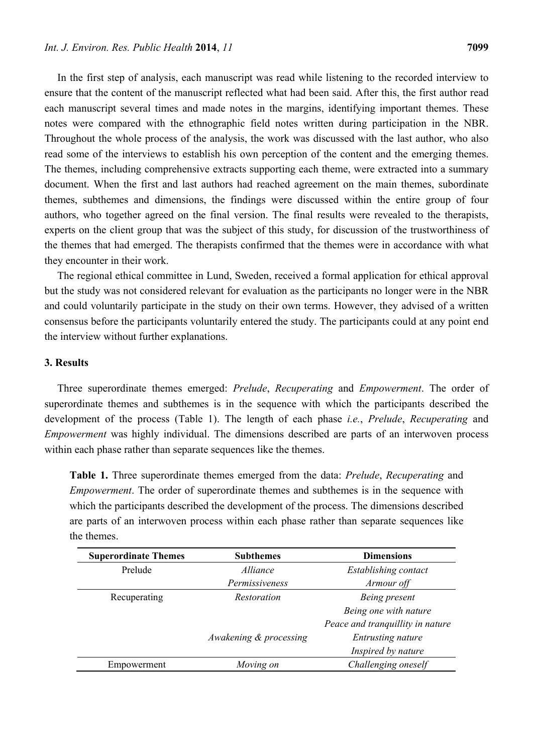In the first step of analysis, each manuscript was read while listening to the recorded interview to ensure that the content of the manuscript reflected what had been said. After this, the first author read each manuscript several times and made notes in the margins, identifying important themes. These notes were compared with the ethnographic field notes written during participation in the NBR. Throughout the whole process of the analysis, the work was discussed with the last author, who also read some of the interviews to establish his own perception of the content and the emerging themes. The themes, including comprehensive extracts supporting each theme, were extracted into a summary document. When the first and last authors had reached agreement on the main themes, subordinate themes, subthemes and dimensions, the findings were discussed within the entire group of four authors, who together agreed on the final version. The final results were revealed to the therapists, experts on the client group that was the subject of this study, for discussion of the trustworthiness of the themes that had emerged. The therapists confirmed that the themes were in accordance with what they encounter in their work.

The regional ethical committee in Lund, Sweden, received a formal application for ethical approval but the study was not considered relevant for evaluation as the participants no longer were in the NBR and could voluntarily participate in the study on their own terms. However, they advised of a written consensus before the participants voluntarily entered the study. The participants could at any point end the interview without further explanations.

## 3. Results

Three superordinate themes emerged: *Prelude*, *Recuperating* and *Empowerment*. The order of superordinate themes and subthemes is in the sequence with which the participants described the development of the process (Table 1). The length of each phase *i.e.*, *Prelude*, *Recuperating* and *Empowerment* was highly individual. The dimensions described are parts of an interwoven process within each phase rather than separate sequences like the themes.

**Table 1.** Three superordinate themes emerged from the data: *Prelude*, *Recuperating* and *Empowerment*. The order of superordinate themes and subthemes is in the sequence with which the participants described the development of the process. The dimensions described are parts of an interwoven process within each phase rather than separate sequences like the themes.

| Superordinate Themes | Subthemes | Dimensions |
| --- | --- | --- |
| Prelude | *Alliance* | *Establishing contact* |
| | *Permissiveness* | *Armour off* |
| Recuperating | *Restoration* | *Being present* |
| | | *Being one with nature* |
| | | *Peace and tranquillity in nature* |
| | *Awakening & processing* | *Entrusting nature* |
| | | *Inspired by nature* |
| Empowerment | *Moving on* | *Challenging oneself* |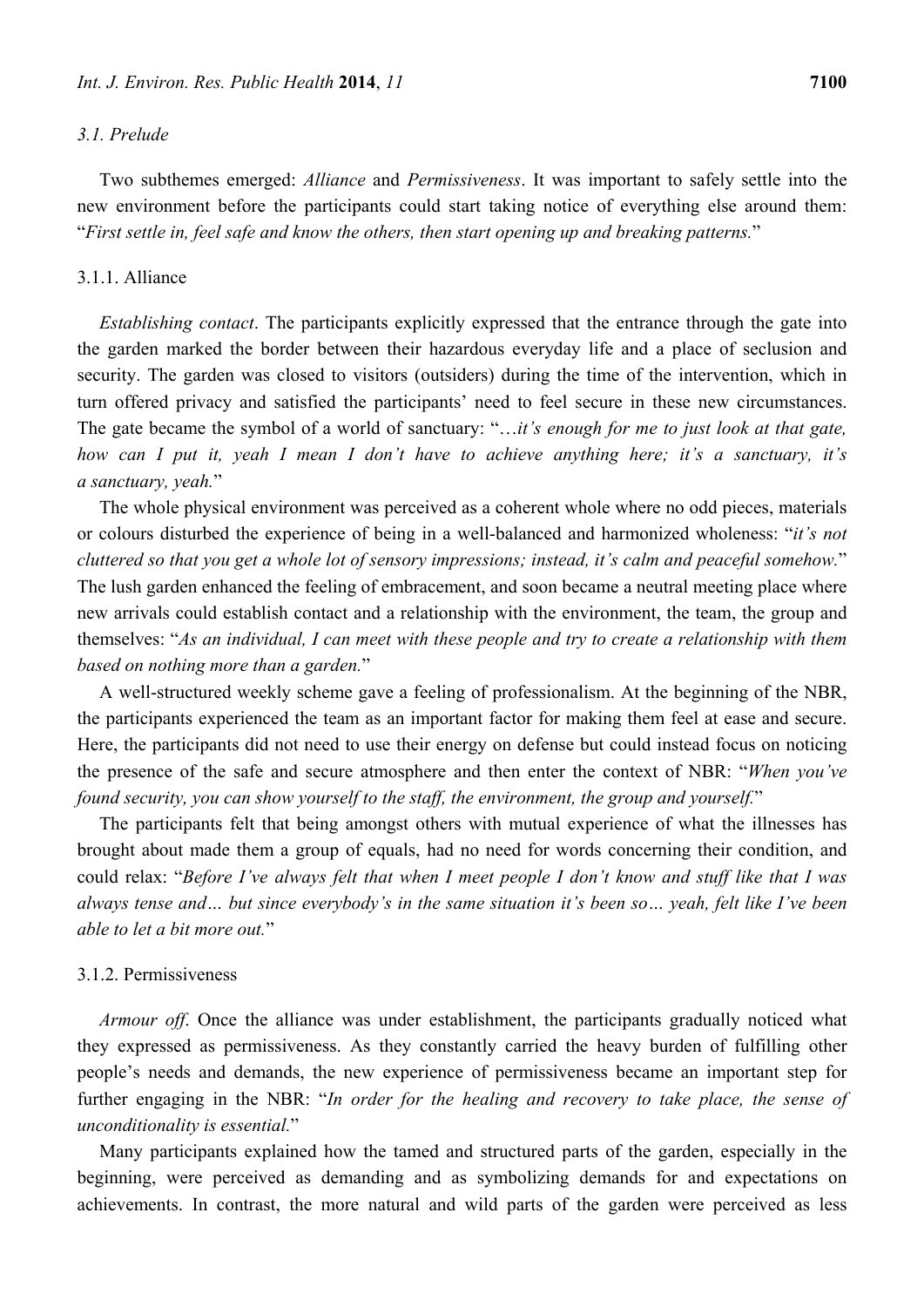### 3.1. Prelude

Two subthemes emerged: *Alliance* and *Permissiveness*. It was important to safely settle into the new environment before the participants could start taking notice of everything else around them: "*First settle in, feel safe and know the others, then start opening up and breaking patterns.*"

#### 3.1.1. Alliance

*Establishing contact*. The participants explicitly expressed that the entrance through the gate into the garden marked the border between their hazardous everyday life and a place of seclusion and security. The garden was closed to visitors (outsiders) during the time of the intervention, which in turn offered privacy and satisfied the participants' need to feel secure in these new circumstances. The gate became the symbol of a world of sanctuary: "*…it's enough for me to just look at that gate, how can I put it, yeah I mean I don't have to achieve anything here; it's a sanctuary, it's a sanctuary, yeah.*"

The whole physical environment was perceived as a coherent whole where no odd pieces, materials or colours disturbed the experience of being in a well-balanced and harmonized wholeness: "*it's not cluttered so that you get a whole lot of sensory impressions; instead, it's calm and peaceful somehow.*" The lush garden enhanced the feeling of embracement, and soon became a neutral meeting place where new arrivals could establish contact and a relationship with the environment, the team, the group and themselves: "*As an individual, I can meet with these people and try to create a relationship with them based on nothing more than a garden.*"

A well-structured weekly scheme gave a feeling of professionalism. At the beginning of the NBR, the participants experienced the team as an important factor for making them feel at ease and secure. Here, the participants did not need to use their energy on defense but could instead focus on noticing the presence of the safe and secure atmosphere and then enter the context of NBR: "*When you've found security, you can show yourself to the staff, the environment, the group and yourself.*"

The participants felt that being amongst others with mutual experience of what the illnesses has brought about made them a group of equals, had no need for words concerning their condition, and could relax: "*Before I've always felt that when I meet people I don't know and stuff like that I was always tense and… but since everybody's in the same situation it's been so… yeah, felt like I've been able to let a bit more out.*"

#### 3.1.2. Permissiveness

*Armour off*. Once the alliance was under establishment, the participants gradually noticed what they expressed as permissiveness. As they constantly carried the heavy burden of fulfilling other people's needs and demands, the new experience of permissiveness became an important step for further engaging in the NBR: "*In order for the healing and recovery to take place, the sense of unconditionality is essential.*"

Many participants explained how the tamed and structured parts of the garden, especially in the beginning, were perceived as demanding and as symbolizing demands for and expectations on achievements. In contrast, the more natural and wild parts of the garden were perceived as less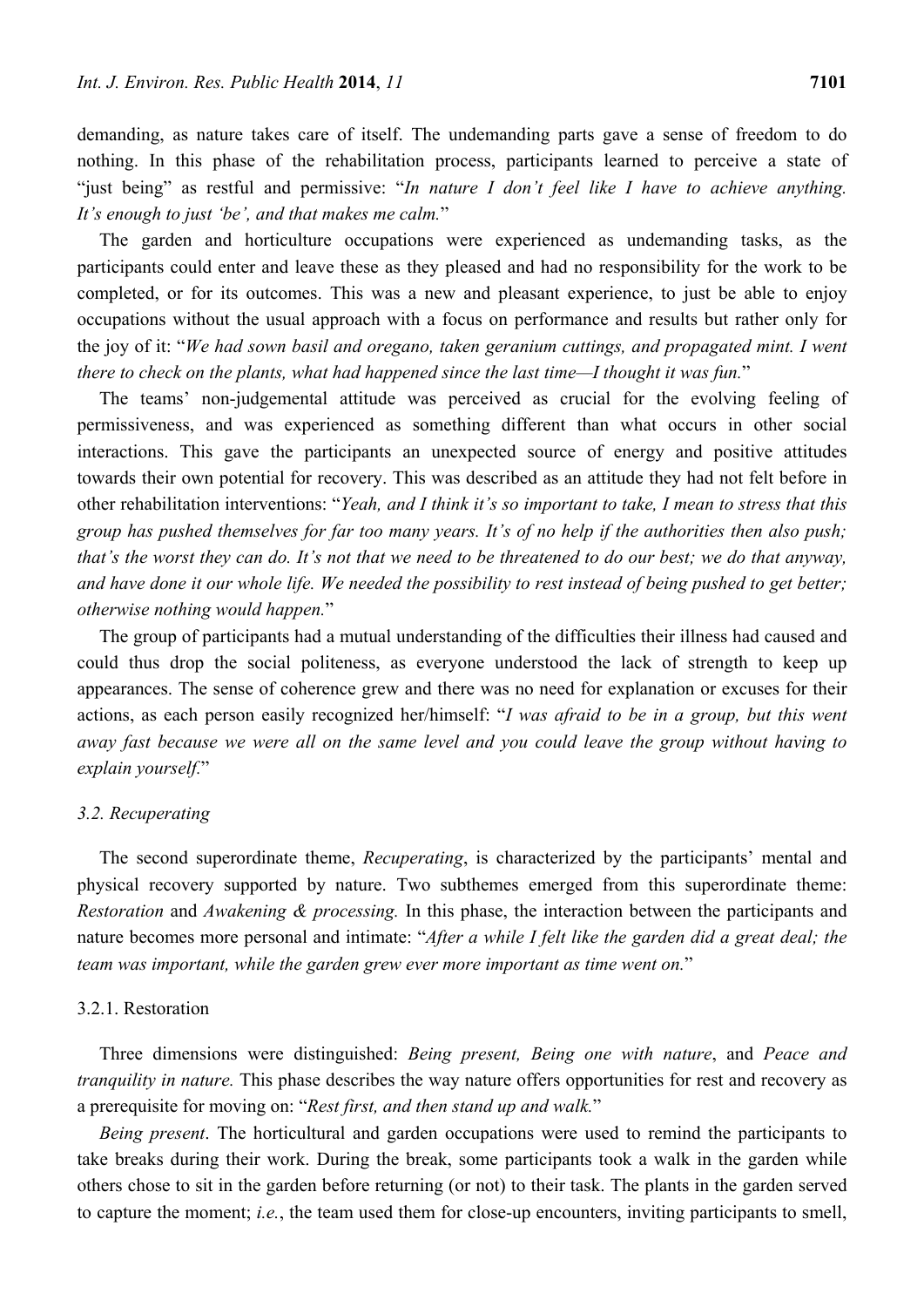demanding, as nature takes care of itself. The undemanding parts gave a sense of freedom to do nothing. In this phase of the rehabilitation process, participants learned to perceive a state of "just being" as restful and permissive: "*In nature I don't feel like I have to achieve anything. It's enough to just 'be', and that makes me calm.*"

The garden and horticulture occupations were experienced as undemanding tasks, as the participants could enter and leave these as they pleased and had no responsibility for the work to be completed, or for its outcomes. This was a new and pleasant experience, to just be able to enjoy occupations without the usual approach with a focus on performance and results but rather only for the joy of it: "*We had sown basil and oregano, taken geranium cuttings, and propagated mint. I went there to check on the plants, what had happened since the last time—I thought it was fun.*"

The teams' non-judgemental attitude was perceived as crucial for the evolving feeling of permissiveness, and was experienced as something different than what occurs in other social interactions. This gave the participants an unexpected source of energy and positive attitudes towards their own potential for recovery. This was described as an attitude they had not felt before in other rehabilitation interventions: "*Yeah, and I think it's so important to take, I mean to stress that this group has pushed themselves for far too many years. It's of no help if the authorities then also push; that's the worst they can do. It's not that we need to be threatened to do our best; we do that anyway, and have done it our whole life. We needed the possibility to rest instead of being pushed to get better; otherwise nothing would happen.*"

The group of participants had a mutual understanding of the difficulties their illness had caused and could thus drop the social politeness, as everyone understood the lack of strength to keep up appearances. The sense of coherence grew and there was no need for explanation or excuses for their actions, as each person easily recognized her/himself: "*I was afraid to be in a group, but this went away fast because we were all on the same level and you could leave the group without having to explain yourself.*"

### *3.2. Recuperating*

The second superordinate theme, *Recuperating*, is characterized by the participants' mental and physical recovery supported by nature. Two subthemes emerged from this superordinate theme: *Restoration* and *Awakening & processing.* In this phase, the interaction between the participants and nature becomes more personal and intimate: "*After a while I felt like the garden did a great deal; the team was important, while the garden grew ever more important as time went on.*"

#### 3.2.1. Restoration

Three dimensions were distinguished: *Being present, Being one with nature*, and *Peace and tranquility in nature.* This phase describes the way nature offers opportunities for rest and recovery as a prerequisite for moving on: "*Rest first, and then stand up and walk.*"

*Being present*. The horticultural and garden occupations were used to remind the participants to take breaks during their work. During the break, some participants took a walk in the garden while others chose to sit in the garden before returning (or not) to their task. The plants in the garden served to capture the moment; *i.e.*, the team used them for close-up encounters, inviting participants to smell,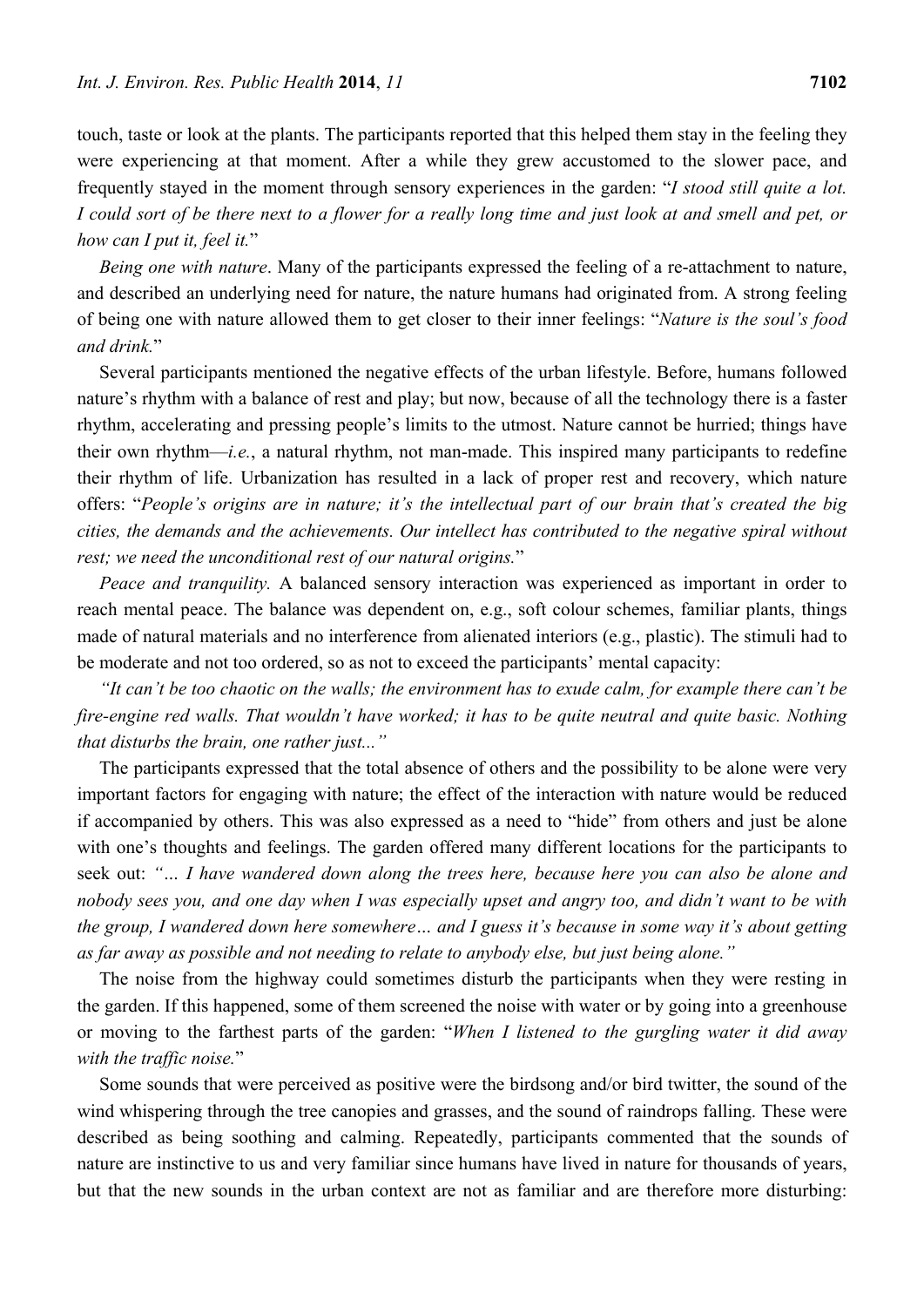touch, taste or look at the plants. The participants reported that this helped them stay in the feeling they were experiencing at that moment. After a while they grew accustomed to the slower pace, and frequently stayed in the moment through sensory experiences in the garden: "*I stood still quite a lot. I could sort of be there next to a flower for a really long time and just look at and smell and pet, or how can I put it, feel it.*"

*Being one with nature*. Many of the participants expressed the feeling of a re-attachment to nature, and described an underlying need for nature, the nature humans had originated from. A strong feeling of being one with nature allowed them to get closer to their inner feelings: "*Nature is the soul's food and drink.*"

Several participants mentioned the negative effects of the urban lifestyle. Before, humans followed nature's rhythm with a balance of rest and play; but now, because of all the technology there is a faster rhythm, accelerating and pressing people's limits to the utmost. Nature cannot be hurried; things have their own rhythm—*i.e.*, a natural rhythm, not man-made. This inspired many participants to redefine their rhythm of life. Urbanization has resulted in a lack of proper rest and recovery, which nature offers: "*People's origins are in nature; it's the intellectual part of our brain that's created the big cities, the demands and the achievements. Our intellect has contributed to the negative spiral without rest; we need the unconditional rest of our natural origins.*"

*Peace and tranquility.* A balanced sensory interaction was experienced as important in order to reach mental peace. The balance was dependent on, e.g., soft colour schemes, familiar plants, things made of natural materials and no interference from alienated interiors (e.g., plastic). The stimuli had to be moderate and not too ordered, so as not to exceed the participants' mental capacity:

*"It can't be too chaotic on the walls; the environment has to exude calm, for example there can't be fire-engine red walls. That wouldn't have worked; it has to be quite neutral and quite basic. Nothing that disturbs the brain, one rather just..."*

The participants expressed that the total absence of others and the possibility to be alone were very important factors for engaging with nature; the effect of the interaction with nature would be reduced if accompanied by others. This was also expressed as a need to "hide" from others and just be alone with one's thoughts and feelings. The garden offered many different locations for the participants to seek out: *"... I have wandered down along the trees here, because here you can also be alone and nobody sees you, and one day when I was especially upset and angry too, and didn't want to be with the group, I wandered down here somewhere… and I guess it's because in some way it's about getting as far away as possible and not needing to relate to anybody else, but just being alone."*

The noise from the highway could sometimes disturb the participants when they were resting in the garden. If this happened, some of them screened the noise with water or by going into a greenhouse or moving to the farthest parts of the garden: "*When I listened to the gurgling water it did away with the traffic noise.*"

Some sounds that were perceived as positive were the birdsong and/or bird twitter, the sound of the wind whispering through the tree canopies and grasses, and the sound of raindrops falling. These were described as being soothing and calming. Repeatedly, participants commented that the sounds of nature are instinctive to us and very familiar since humans have lived in nature for thousands of years, but that the new sounds in the urban context are not as familiar and are therefore more disturbing: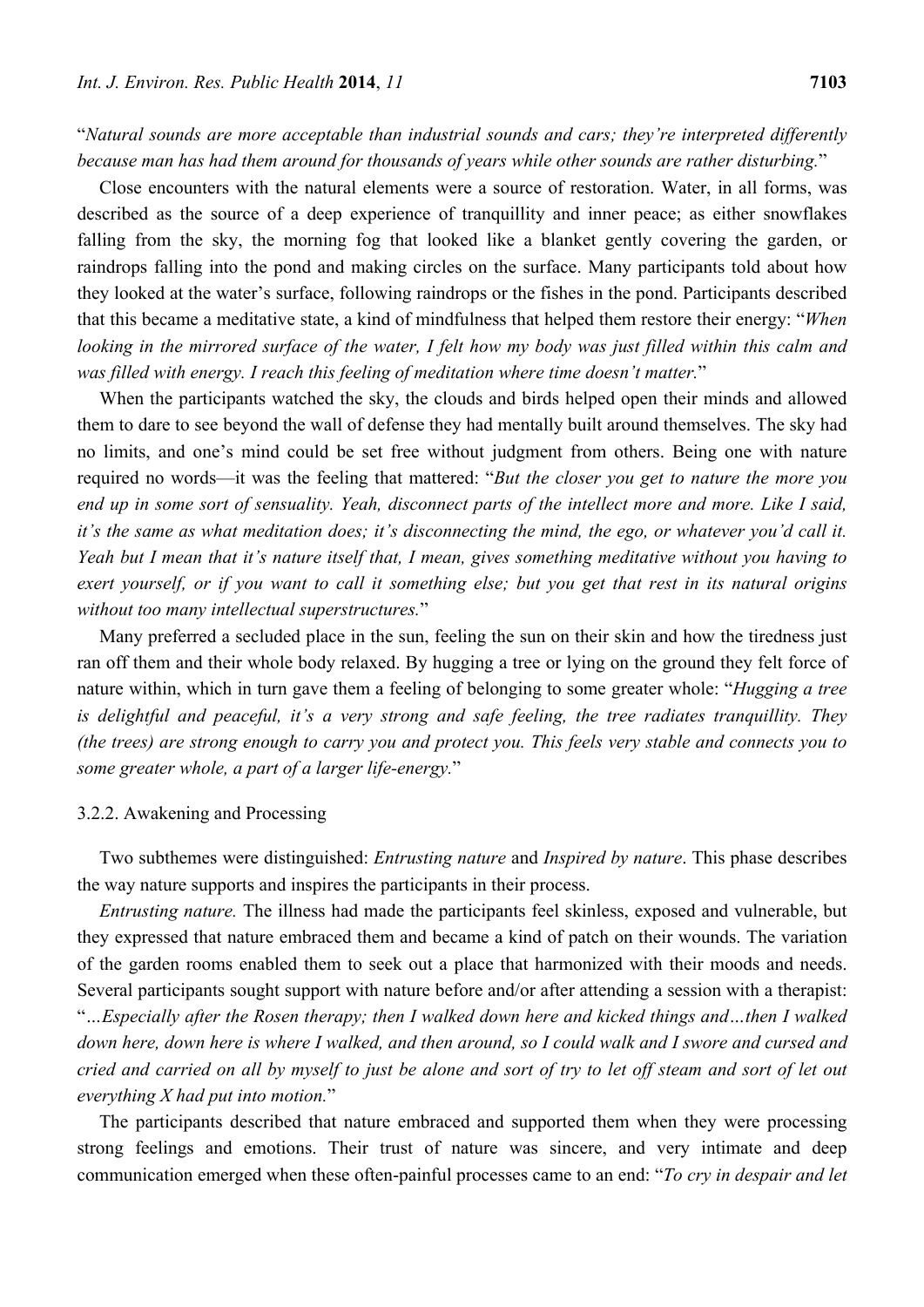"*Natural sounds are more acceptable than industrial sounds and cars; they're interpreted differently because man has had them around for thousands of years while other sounds are rather disturbing.*"

Close encounters with the natural elements were a source of restoration. Water, in all forms, was described as the source of a deep experience of tranquillity and inner peace; as either snowflakes falling from the sky, the morning fog that looked like a blanket gently covering the garden, or raindrops falling into the pond and making circles on the surface. Many participants told about how they looked at the water's surface, following raindrops or the fishes in the pond. Participants described that this became a meditative state, a kind of mindfulness that helped them restore their energy: "*When looking in the mirrored surface of the water, I felt how my body was just filled within this calm and was filled with energy. I reach this feeling of meditation where time doesn't matter.*"

When the participants watched the sky, the clouds and birds helped open their minds and allowed them to dare to see beyond the wall of defense they had mentally built around themselves. The sky had no limits, and one's mind could be set free without judgment from others. Being one with nature required no words—it was the feeling that mattered: "*But the closer you get to nature the more you end up in some sort of sensuality. Yeah, disconnect parts of the intellect more and more. Like I said, it's the same as what meditation does; it's disconnecting the mind, the ego, or whatever you'd call it. Yeah but I mean that it's nature itself that, I mean, gives something meditative without you having to exert yourself, or if you want to call it something else; but you get that rest in its natural origins without too many intellectual superstructures.*"

Many preferred a secluded place in the sun, feeling the sun on their skin and how the tiredness just ran off them and their whole body relaxed. By hugging a tree or lying on the ground they felt force of nature within, which in turn gave them a feeling of belonging to some greater whole: "*Hugging a tree is delightful and peaceful, it's a very strong and safe feeling, the tree radiates tranquillity. They (the trees) are strong enough to carry you and protect you. This feels very stable and connects you to some greater whole, a part of a larger life-energy.*"

#### 3.2.2. Awakening and Processing

Two subthemes were distinguished: *Entrusting nature* and *Inspired by nature*. This phase describes the way nature supports and inspires the participants in their process.

*Entrusting nature.* The illness had made the participants feel skinless, exposed and vulnerable, but they expressed that nature embraced them and became a kind of patch on their wounds. The variation of the garden rooms enabled them to seek out a place that harmonized with their moods and needs. Several participants sought support with nature before and/or after attending a session with a therapist: "*…Especially after the Rosen therapy; then I walked down here and kicked things and…then I walked down here, down here is where I walked, and then around, so I could walk and I swore and cursed and cried and carried on all by myself to just be alone and sort of try to let off steam and sort of let out everything X had put into motion.*"

The participants described that nature embraced and supported them when they were processing strong feelings and emotions. Their trust of nature was sincere, and very intimate and deep communication emerged when these often-painful processes came to an end: "*To cry in despair and let*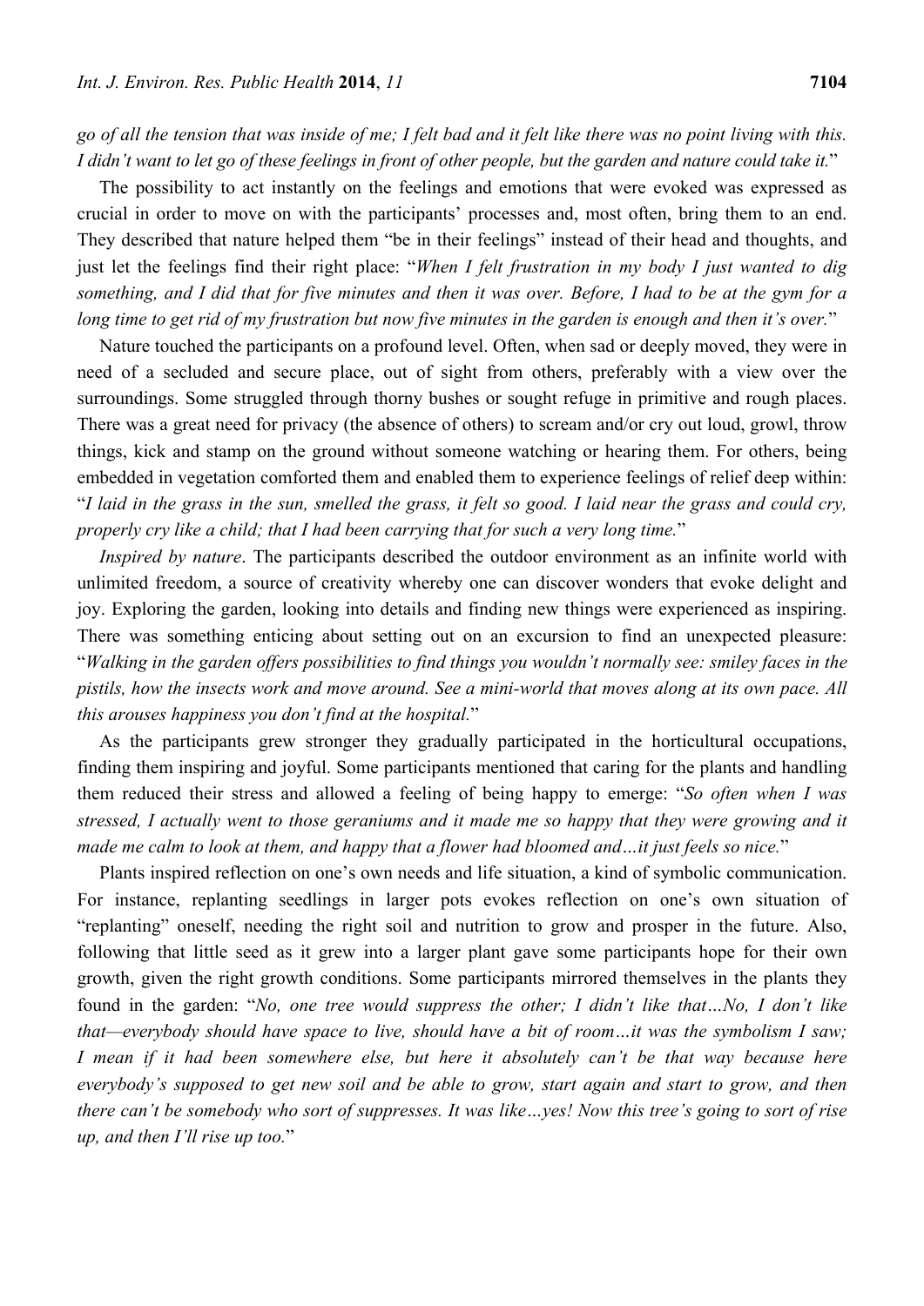*go of all the tension that was inside of me; I felt bad and it felt like there was no point living with this. I didn't want to let go of these feelings in front of other people, but the garden and nature could take it.*"

The possibility to act instantly on the feelings and emotions that were evoked was expressed as crucial in order to move on with the participants' processes and, most often, bring them to an end. They described that nature helped them "be in their feelings" instead of their head and thoughts, and just let the feelings find their right place: "*When I felt frustration in my body I just wanted to dig something, and I did that for five minutes and then it was over. Before, I had to be at the gym for a long time to get rid of my frustration but now five minutes in the garden is enough and then it's over.*"

Nature touched the participants on a profound level. Often, when sad or deeply moved, they were in need of a secluded and secure place, out of sight from others, preferably with a view over the surroundings. Some struggled through thorny bushes or sought refuge in primitive and rough places. There was a great need for privacy (the absence of others) to scream and/or cry out loud, growl, throw things, kick and stamp on the ground without someone watching or hearing them. For others, being embedded in vegetation comforted them and enabled them to experience feelings of relief deep within: "*I laid in the grass in the sun, smelled the grass, it felt so good. I laid near the grass and could cry, properly cry like a child; that I had been carrying that for such a very long time.*"

*Inspired by nature*. The participants described the outdoor environment as an infinite world with unlimited freedom, a source of creativity whereby one can discover wonders that evoke delight and joy. Exploring the garden, looking into details and finding new things were experienced as inspiring. There was something enticing about setting out on an excursion to find an unexpected pleasure: "*Walking in the garden offers possibilities to find things you wouldn't normally see: smiley faces in the pistils, how the insects work and move around. See a mini-world that moves along at its own pace. All this arouses happiness you don't find at the hospital.*"

As the participants grew stronger they gradually participated in the horticultural occupations, finding them inspiring and joyful. Some participants mentioned that caring for the plants and handling them reduced their stress and allowed a feeling of being happy to emerge: "*So often when I was stressed, I actually went to those geraniums and it made me so happy that they were growing and it made me calm to look at them, and happy that a flower had bloomed and…it just feels so nice.*"

Plants inspired reflection on one's own needs and life situation, a kind of symbolic communication. For instance, replanting seedlings in larger pots evokes reflection on one's own situation of "replanting" oneself, needing the right soil and nutrition to grow and prosper in the future. Also, following that little seed as it grew into a larger plant gave some participants hope for their own growth, given the right growth conditions. Some participants mirrored themselves in the plants they found in the garden: "*No, one tree would suppress the other; I didn't like that…No, I don't like that—everybody should have space to live, should have a bit of room…it was the symbolism I saw; I mean if it had been somewhere else, but here it absolutely can't be that way because here everybody's supposed to get new soil and be able to grow, start again and start to grow, and then there can't be somebody who sort of suppresses. It was like…yes! Now this tree's going to sort of rise up, and then I'll rise up too.*"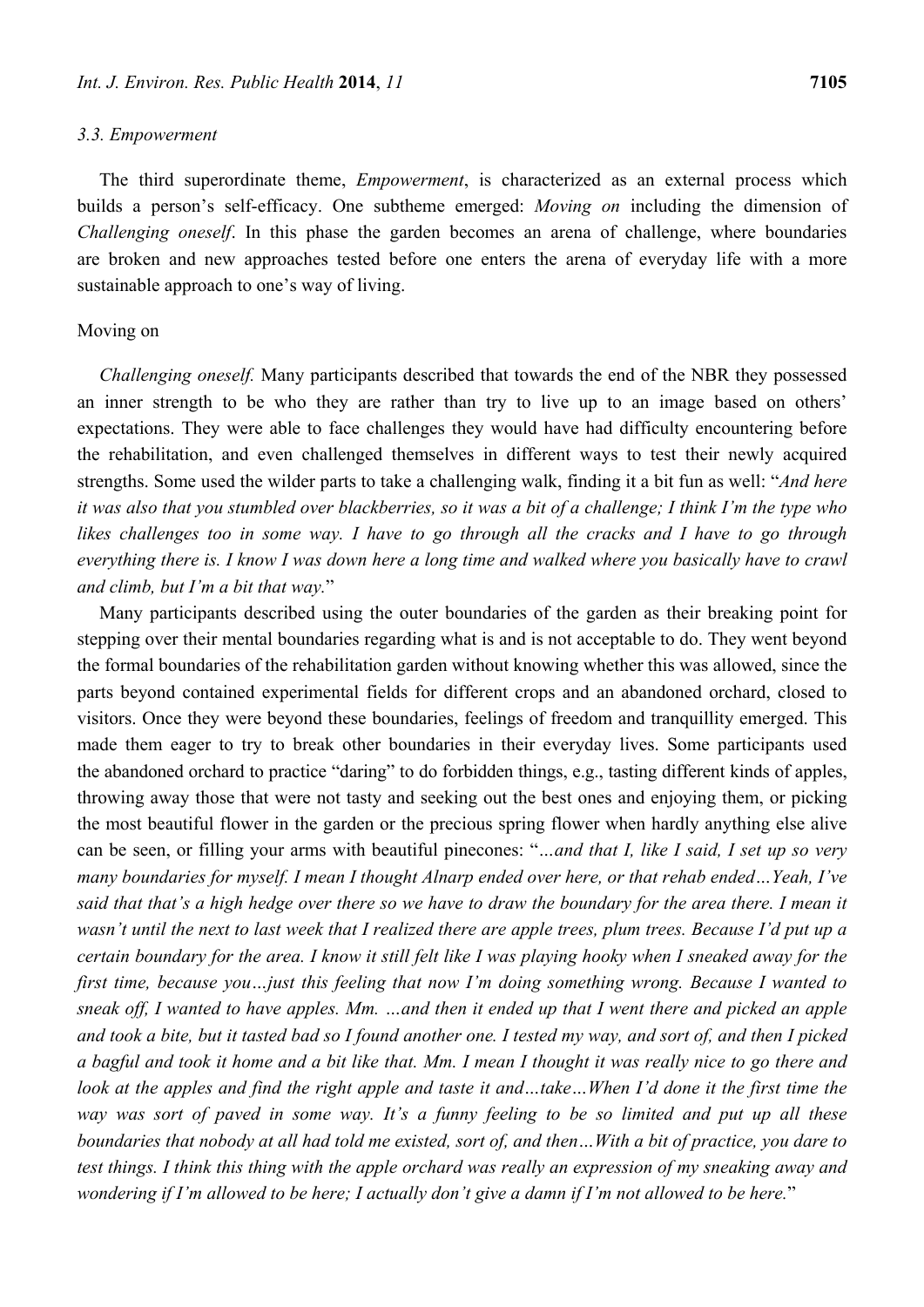### 3.3. Empowerment

The third superordinate theme, *Empowerment*, is characterized as an external process which builds a person's self-efficacy. One subtheme emerged: *Moving on* including the dimension of *Challenging oneself*. In this phase the garden becomes an arena of challenge, where boundaries are broken and new approaches tested before one enters the arena of everyday life with a more sustainable approach to one's way of living.

Moving on

*Challenging oneself.* Many participants described that towards the end of the NBR they possessed an inner strength to be who they are rather than try to live up to an image based on others' expectations. They were able to face challenges they would have had difficulty encountering before the rehabilitation, and even challenged themselves in different ways to test their newly acquired strengths. Some used the wilder parts to take a challenging walk, finding it a bit fun as well: "*And here it was also that you stumbled over blackberries, so it was a bit of a challenge; I think I'm the type who likes challenges too in some way. I have to go through all the cracks and I have to go through everything there is. I know I was down here a long time and walked where you basically have to crawl and climb, but I'm a bit that way.*"

Many participants described using the outer boundaries of the garden as their breaking point for stepping over their mental boundaries regarding what is and is not acceptable to do. They went beyond the formal boundaries of the rehabilitation garden without knowing whether this was allowed, since the parts beyond contained experimental fields for different crops and an abandoned orchard, closed to visitors. Once they were beyond these boundaries, feelings of freedom and tranquillity emerged. This made them eager to try to break other boundaries in their everyday lives. Some participants used the abandoned orchard to practice "daring" to do forbidden things, e.g., tasting different kinds of apples, throwing away those that were not tasty and seeking out the best ones and enjoying them, or picking the most beautiful flower in the garden or the precious spring flower when hardly anything else alive can be seen, or filling your arms with beautiful pinecones: "*…and that I, like I said, I set up so very many boundaries for myself. I mean I thought Alnarp ended over here, or that rehab ended…Yeah, I've said that that's a high hedge over there so we have to draw the boundary for the area there. I mean it wasn't until the next to last week that I realized there are apple trees, plum trees. Because I'd put up a certain boundary for the area. I know it still felt like I was playing hooky when I sneaked away for the first time, because you…just this feeling that now I'm doing something wrong. Because I wanted to sneak off, I wanted to have apples. Mm. …and then it ended up that I went there and picked an apple and took a bite, but it tasted bad so I found another one. I tested my way, and sort of, and then I picked a bagful and took it home and a bit like that. Mm. I mean I thought it was really nice to go there and look at the apples and find the right apple and taste it and…take…When I'd done it the first time the way was sort of paved in some way. It's a funny feeling to be so limited and put up all these boundaries that nobody at all had told me existed, sort of, and then…With a bit of practice, you dare to test things. I think this thing with the apple orchard was really an expression of my sneaking away and wondering if I'm allowed to be here; I actually don't give a damn if I'm not allowed to be here.*"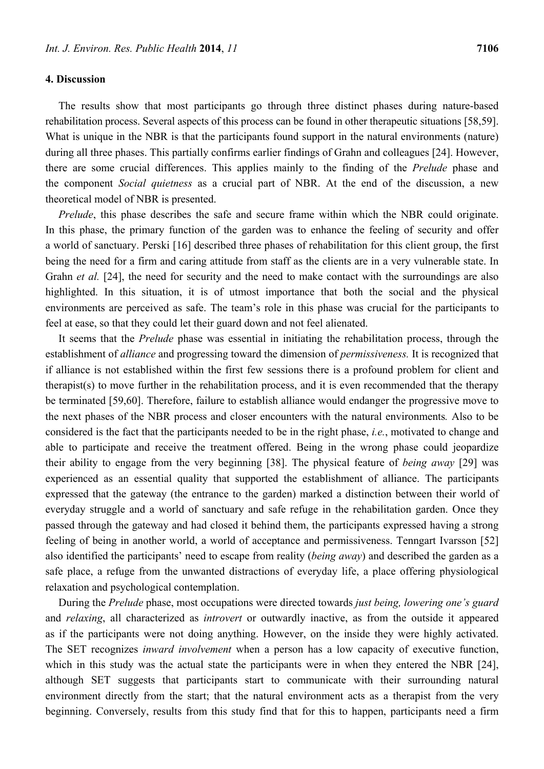## 4. Discussion

The results show that most participants go through three distinct phases during nature-based rehabilitation process. Several aspects of this process can be found in other therapeutic situations [58,59]. What is unique in the NBR is that the participants found support in the natural environments (nature) during all three phases. This partially confirms earlier findings of Grahn and colleagues [24]. However, there are some crucial differences. This applies mainly to the finding of the *Prelude* phase and the component *Social quietness* as a crucial part of NBR. At the end of the discussion, a new theoretical model of NBR is presented.

*Prelude*, this phase describes the safe and secure frame within which the NBR could originate. In this phase, the primary function of the garden was to enhance the feeling of security and offer a world of sanctuary. Perski [16] described three phases of rehabilitation for this client group, the first being the need for a firm and caring attitude from staff as the clients are in a very vulnerable state. In Grahn *et al.* [24], the need for security and the need to make contact with the surroundings are also highlighted. In this situation, it is of utmost importance that both the social and the physical environments are perceived as safe. The team's role in this phase was crucial for the participants to feel at ease, so that they could let their guard down and not feel alienated.

It seems that the *Prelude* phase was essential in initiating the rehabilitation process, through the establishment of *alliance* and progressing toward the dimension of *permissiveness.* It is recognized that if alliance is not established within the first few sessions there is a profound problem for client and therapist(s) to move further in the rehabilitation process, and it is even recommended that the therapy be terminated [59,60]. Therefore, failure to establish alliance would endanger the progressive move to the next phases of the NBR process and closer encounters with the natural environments*.* Also to be considered is the fact that the participants needed to be in the right phase, *i.e.*, motivated to change and able to participate and receive the treatment offered. Being in the wrong phase could jeopardize their ability to engage from the very beginning [38]. The physical feature of *being away* [29] was experienced as an essential quality that supported the establishment of alliance. The participants expressed that the gateway (the entrance to the garden) marked a distinction between their world of everyday struggle and a world of sanctuary and safe refuge in the rehabilitation garden. Once they passed through the gateway and had closed it behind them, the participants expressed having a strong feeling of being in another world, a world of acceptance and permissiveness. Tenngart Ivarsson [52] also identified the participants' need to escape from reality (*being away*) and described the garden as a safe place, a refuge from the unwanted distractions of everyday life, a place offering physiological relaxation and psychological contemplation.

During the *Prelude* phase, most occupations were directed towards *just being, lowering one's guard* and *relaxing*, all characterized as *introvert* or outwardly inactive, as from the outside it appeared as if the participants were not doing anything. However, on the inside they were highly activated. The SET recognizes *inward involvement* when a person has a low capacity of executive function, which in this study was the actual state the participants were in when they entered the NBR [24], although SET suggests that participants start to communicate with their surrounding natural environment directly from the start; that the natural environment acts as a therapist from the very beginning. Conversely, results from this study find that for this to happen, participants need a firm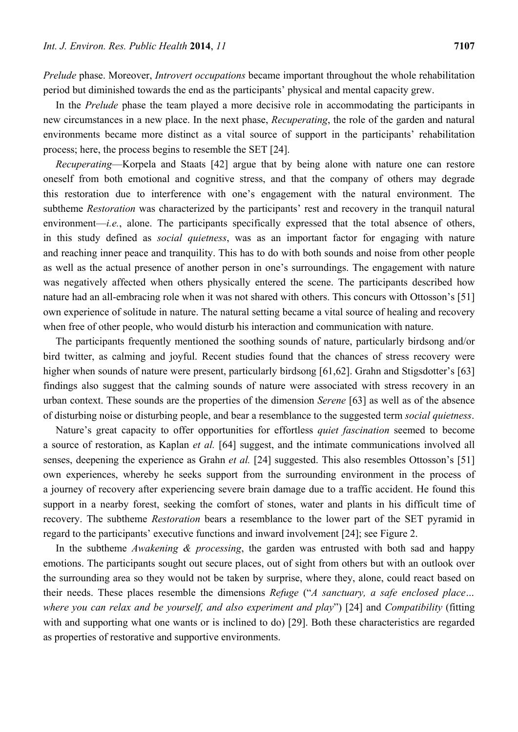*Prelude* phase. Moreover, *Introvert occupations* became important throughout the whole rehabilitation period but diminished towards the end as the participants' physical and mental capacity grew.

In the *Prelude* phase the team played a more decisive role in accommodating the participants in new circumstances in a new place. In the next phase, *Recuperating*, the role of the garden and natural environments became more distinct as a vital source of support in the participants' rehabilitation process; here, the process begins to resemble the SET [24].

*Recuperating*—Korpela and Staats [42] argue that by being alone with nature one can restore oneself from both emotional and cognitive stress, and that the company of others may degrade this restoration due to interference with one's engagement with the natural environment. The subtheme *Restoration* was characterized by the participants' rest and recovery in the tranquil natural environment—*i.e.*, alone. The participants specifically expressed that the total absence of others, in this study defined as *social quietness*, was as an important factor for engaging with nature and reaching inner peace and tranquility. This has to do with both sounds and noise from other people as well as the actual presence of another person in one's surroundings. The engagement with nature was negatively affected when others physically entered the scene. The participants described how nature had an all-embracing role when it was not shared with others. This concurs with Ottosson's [51] own experience of solitude in nature. The natural setting became a vital source of healing and recovery when free of other people, who would disturb his interaction and communication with nature.

The participants frequently mentioned the soothing sounds of nature, particularly birdsong and/or bird twitter, as calming and joyful. Recent studies found that the chances of stress recovery were higher when sounds of nature were present, particularly birdsong [61,62]. Grahn and Stigsdotter's [63] findings also suggest that the calming sounds of nature were associated with stress recovery in an urban context. These sounds are the properties of the dimension *Serene* [63] as well as of the absence of disturbing noise or disturbing people, and bear a resemblance to the suggested term *social quietness*.

Nature's great capacity to offer opportunities for effortless *quiet fascination* seemed to become a source of restoration, as Kaplan *et al.* [64] suggest, and the intimate communications involved all senses, deepening the experience as Grahn *et al.* [24] suggested. This also resembles Ottosson's [51] own experiences, whereby he seeks support from the surrounding environment in the process of a journey of recovery after experiencing severe brain damage due to a traffic accident. He found this support in a nearby forest, seeking the comfort of stones, water and plants in his difficult time of recovery. The subtheme *Restoration* bears a resemblance to the lower part of the SET pyramid in regard to the participants' executive functions and inward involvement [24]; see Figure 2.

In the subtheme *Awakening & processing*, the garden was entrusted with both sad and happy emotions. The participants sought out secure places, out of sight from others but with an outlook over the surrounding area so they would not be taken by surprise, where they, alone, could react based on their needs. These places resemble the dimensions *Refuge* ("*A sanctuary, a safe enclosed place… where you can relax and be yourself, and also experiment and play*") [24] and *Compatibility* (fitting with and supporting what one wants or is inclined to do) [29]. Both these characteristics are regarded as properties of restorative and supportive environments.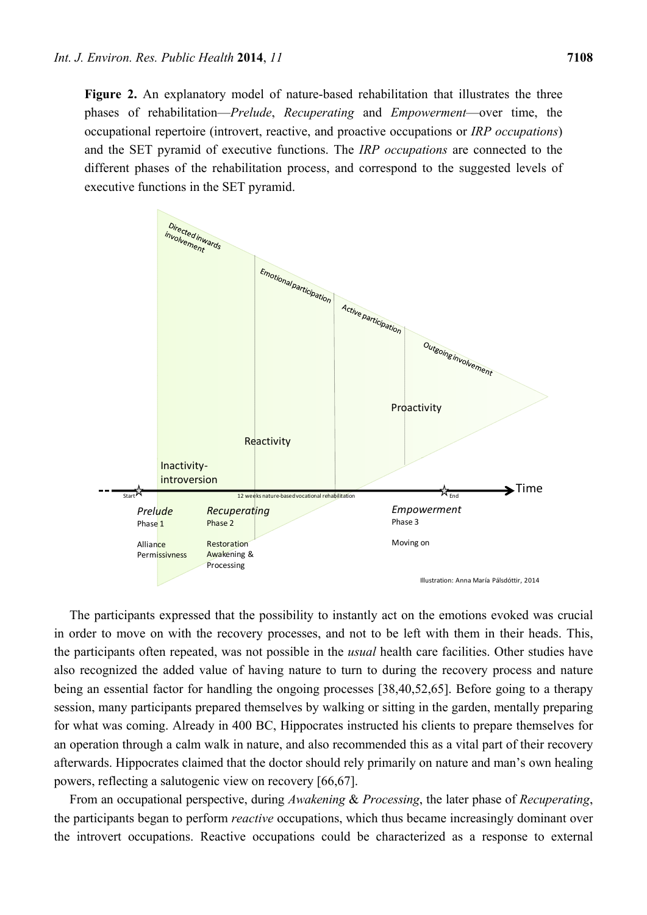**Figure 2.** An explanatory model of nature-based rehabilitation that illustrates the three phases of rehabilitation—*Prelude*, *Recuperating* and *Empowerment*—over time, the occupational repertoire (introvert, reactive, and proactive occupations or *IRP occupations*) and the SET pyramid of executive functions. The *IRP occupations* are connected to the different phases of the rehabilitation process, and correspond to the suggested levels of executive functions in the SET pyramid.

The participants expressed that the possibility to instantly act on the emotions evoked was crucial in order to move on with the recovery processes, and not to be left with them in their heads. This, the participants often repeated, was not possible in the *usual* health care facilities. Other studies have also recognized the added value of having nature to turn to during the recovery process and nature being an essential factor for handling the ongoing processes [38,40,52,65]. Before going to a therapy session, many participants prepared themselves by walking or sitting in the garden, mentally preparing for what was coming. Already in 400 BC, Hippocrates instructed his clients to prepare themselves for an operation through a calm walk in nature, and also recommended this as a vital part of their recovery afterwards. Hippocrates claimed that the doctor should rely primarily on nature and man's own healing powers, reflecting a salutogenic view on recovery [66,67].

From an occupational perspective, during *Awakening* & *Processing*, the later phase of *Recuperating*, the participants began to perform *reactive* occupations, which thus became increasingly dominant over the introvert occupations. Reactive occupations could be characterized as a response to external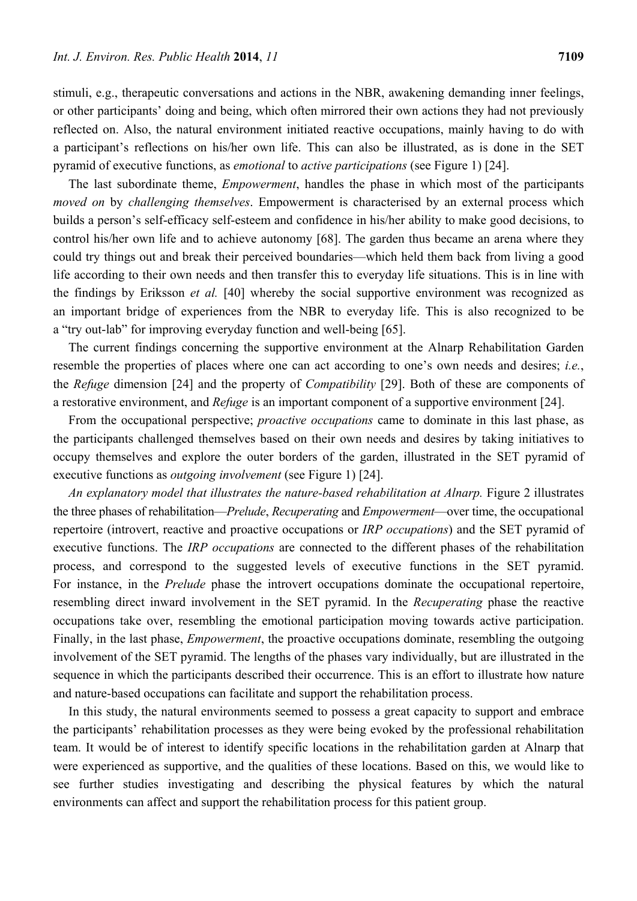stimuli, e.g., therapeutic conversations and actions in the NBR, awakening demanding inner feelings, or other participants' doing and being, which often mirrored their own actions they had not previously reflected on. Also, the natural environment initiated reactive occupations, mainly having to do with a participant's reflections on his/her own life. This can also be illustrated, as is done in the SET pyramid of executive functions, as *emotional* to *active participations* (see Figure 1) [24].

The last subordinate theme, *Empowerment*, handles the phase in which most of the participants *moved on* by *challenging themselves*. Empowerment is characterised by an external process which builds a person's self-efficacy self-esteem and confidence in his/her ability to make good decisions, to control his/her own life and to achieve autonomy [68]. The garden thus became an arena where they could try things out and break their perceived boundaries—which held them back from living a good life according to their own needs and then transfer this to everyday life situations. This is in line with the findings by Eriksson *et al.* [40] whereby the social supportive environment was recognized as an important bridge of experiences from the NBR to everyday life. This is also recognized to be a "try out-lab" for improving everyday function and well-being [65].

The current findings concerning the supportive environment at the Alnarp Rehabilitation Garden resemble the properties of places where one can act according to one's own needs and desires; *i.e.*, the *Refuge* dimension [24] and the property of *Compatibility* [29]. Both of these are components of a restorative environment, and *Refuge* is an important component of a supportive environment [24].

From the occupational perspective; *proactive occupations* came to dominate in this last phase, as the participants challenged themselves based on their own needs and desires by taking initiatives to occupy themselves and explore the outer borders of the garden, illustrated in the SET pyramid of executive functions as *outgoing involvement* (see Figure 1) [24].

*An explanatory model that illustrates the nature-based rehabilitation at Alnarp.* Figure 2 illustrates the three phases of rehabilitation—*Prelude*, *Recuperating* and *Empowerment*—over time, the occupational repertoire (introvert, reactive and proactive occupations or *IRP occupations*) and the SET pyramid of executive functions. The *IRP occupations* are connected to the different phases of the rehabilitation process, and correspond to the suggested levels of executive functions in the SET pyramid. For instance, in the *Prelude* phase the introvert occupations dominate the occupational repertoire, resembling direct inward involvement in the SET pyramid. In the *Recuperating* phase the reactive occupations take over, resembling the emotional participation moving towards active participation. Finally, in the last phase, *Empowerment*, the proactive occupations dominate, resembling the outgoing involvement of the SET pyramid. The lengths of the phases vary individually, but are illustrated in the sequence in which the participants described their occurrence. This is an effort to illustrate how nature and nature-based occupations can facilitate and support the rehabilitation process.

In this study, the natural environments seemed to possess a great capacity to support and embrace the participants' rehabilitation processes as they were being evoked by the professional rehabilitation team. It would be of interest to identify specific locations in the rehabilitation garden at Alnarp that were experienced as supportive, and the qualities of these locations. Based on this, we would like to see further studies investigating and describing the physical features by which the natural environments can affect and support the rehabilitation process for this patient group.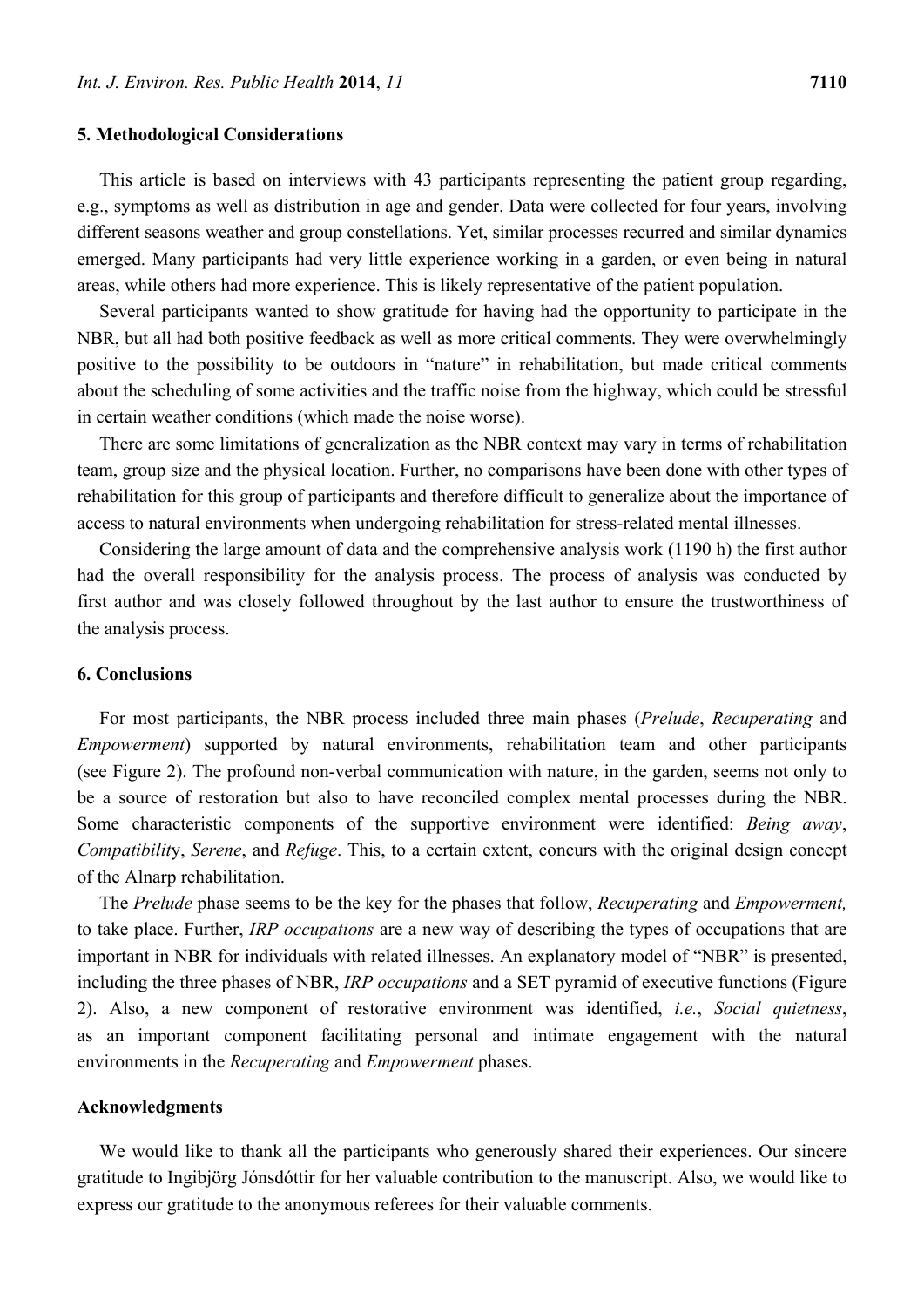## 5. Methodological Considerations

This article is based on interviews with 43 participants representing the patient group regarding, e.g., symptoms as well as distribution in age and gender. Data were collected for four years, involving different seasons weather and group constellations. Yet, similar processes recurred and similar dynamics emerged. Many participants had very little experience working in a garden, or even being in natural areas, while others had more experience. This is likely representative of the patient population.

Several participants wanted to show gratitude for having had the opportunity to participate in the NBR, but all had both positive feedback as well as more critical comments. They were overwhelmingly positive to the possibility to be outdoors in "nature" in rehabilitation, but made critical comments about the scheduling of some activities and the traffic noise from the highway, which could be stressful in certain weather conditions (which made the noise worse).

There are some limitations of generalization as the NBR context may vary in terms of rehabilitation team, group size and the physical location. Further, no comparisons have been done with other types of rehabilitation for this group of participants and therefore difficult to generalize about the importance of access to natural environments when undergoing rehabilitation for stress-related mental illnesses.

Considering the large amount of data and the comprehensive analysis work (1190 h) the first author had the overall responsibility for the analysis process. The process of analysis was conducted by first author and was closely followed throughout by the last author to ensure the trustworthiness of the analysis process.

## 6. Conclusions

For most participants, the NBR process included three main phases (*Prelude*, *Recuperating* and *Empowerment*) supported by natural environments, rehabilitation team and other participants (see Figure 2). The profound non-verbal communication with nature, in the garden, seems not only to be a source of restoration but also to have reconciled complex mental processes during the NBR. Some characteristic components of the supportive environment were identified: *Being away*, *Compatibility*, *Serene*, and *Refuge*. This, to a certain extent, concurs with the original design concept of the Alnarp rehabilitation.

The *Prelude* phase seems to be the key for the phases that follow, *Recuperating* and *Empowerment,* to take place. Further, *IRP occupations* are a new way of describing the types of occupations that are important in NBR for individuals with related illnesses. An explanatory model of "NBR" is presented, including the three phases of NBR, *IRP occupations* and a SET pyramid of executive functions (Figure 2). Also, a new component of restorative environment was identified, *i.e.*, *Social quietness*, as an important component facilitating personal and intimate engagement with the natural environments in the *Recuperating* and *Empowerment* phases.

## Acknowledgments

We would like to thank all the participants who generously shared their experiences. Our sincere gratitude to Ingibjörg Jónsdóttir for her valuable contribution to the manuscript. Also, we would like to express our gratitude to the anonymous referees for their valuable comments.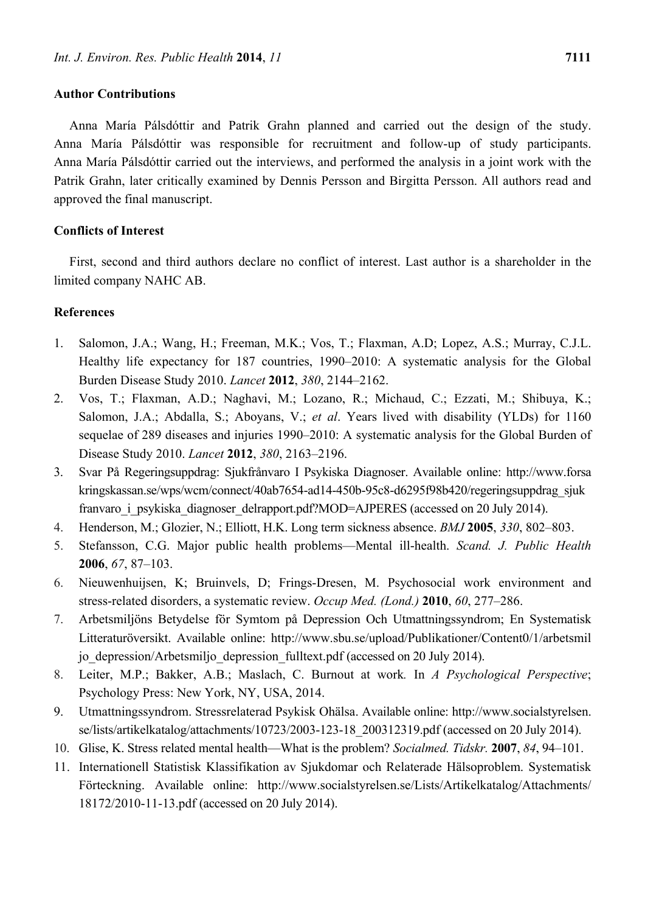## Author Contributions

Anna María Pálsdóttir and Patrik Grahn planned and carried out the design of the study. Anna María Pálsdóttir was responsible for recruitment and follow-up of study participants. Anna María Pálsdóttir carried out the interviews, and performed the analysis in a joint work with the Patrik Grahn, later critically examined by Dennis Persson and Birgitta Persson. All authors read and approved the final manuscript.

## Conflicts of Interest

First, second and third authors declare no conflict of interest. Last author is a shareholder in the limited company NAHC AB.

## References

1. Salomon, J.A.; Wang, H.; Freeman, M.K.; Vos, T.; Flaxman, A.D; Lopez, A.S.; Murray, C.J.L. Healthy life expectancy for 187 countries, 1990–2010: A systematic analysis for the Global Burden Disease Study 2010. *Lancet* **2012**, *380*, 2144–2162.
2. Vos, T.; Flaxman, A.D.; Naghavi, M.; Lozano, R.; Michaud, C.; Ezzati, M.; Shibuya, K.; Salomon, J.A.; Abdalla, S.; Aboyans, V.; *et al*. Years lived with disability (YLDs) for 1160 sequelae of 289 diseases and injuries 1990–2010: A systematic analysis for the Global Burden of Disease Study 2010. *Lancet* **2012**, *380*, 2163–2196.
3. Svar På Regeringsuppdrag: Sjukfrånvaro I Psykiska Diagnoser. Available online: http://www.forsakringskassan.se/wps/wcm/connect/40ab7654-ad14-450b-95c8-d6295f98b420/regeringsuppdrag_sjukfranvaro_i_psykiska_diagnoser_delrapport.pdf?MOD=AJPERES (accessed on 20 July 2014).
4. Henderson, M.; Glozier, N.; Elliott, H.K. Long term sickness absence. *BMJ* **2005**, *330*, 802–803.
5. Stefansson, C.G. Major public health problems—Mental ill-health. *Scand. J. Public Health* **2006**, *67*, 87–103.
6. Nieuwenhuijsen, K; Bruinvels, D; Frings-Dresen, M. Psychosocial work environment and stress-related disorders, a systematic review. *Occup Med. (Lond.)* **2010**, *60*, 277–286.
7. Arbetsmiljöns Betydelse för Symtom på Depression Och Utmattningssyndrom; En Systematisk Litteraturöversikt. Available online: http://www.sbu.se/upload/Publikationer/Content0/1/arbetsmiljo_depression/Arbetsmiljo_depression_fulltext.pdf (accessed on 20 July 2014).
8. Leiter, M.P.; Bakker, A.B.; Maslach, C. Burnout at work. In *A Psychological Perspective*; Psychology Press: New York, NY, USA, 2014.
9. Utmattningssyndrom. Stressrelaterad Psykisk Ohälsa. Available online: http://www.socialstyrelsen.se/lists/artikelkatalog/attachments/10723/2003-123-18_200312319.pdf (accessed on 20 July 2014).
10. Glise, K. Stress related mental health—What is the problem? *Socialmed. Tidskr.* **2007**, *84*, 94–101.
11. Internationell Statistisk Klassifikation av Sjukdomar och Relaterade Hälsoproblem. Systematisk Förteckning. Available online: http://www.socialstyrelsen.se/Lists/Artikelkatalog/Attachments/18172/2010-11-13.pdf (accessed on 20 July 2014).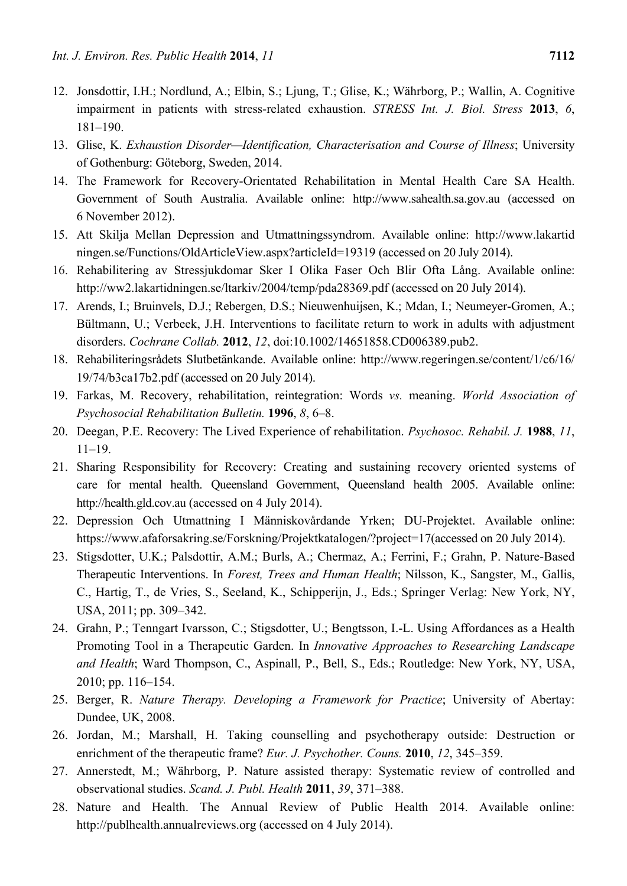12. Jonsdottir, I.H.; Nordlund, A.; Elbin, S.; Ljung, T.; Glise, K.; Währborg, P.; Wallin, A. Cognitive impairment in patients with stress-related exhaustion. *STRESS Int. J. Biol. Stress* **2013**, *6*, 181–190.
13. Glise, K. *Exhaustion Disorder—Identification, Characterisation and Course of Illness*; University of Gothenburg: Göteborg, Sweden, 2014.
14. The Framework for Recovery-Orientated Rehabilitation in Mental Health Care SA Health. Government of South Australia. Available online: http://www.sahealth.sa.gov.au (accessed on 6 November 2012).
15. Att Skilja Mellan Depression and Utmattningssyndrom. Available online: http://www.lakartidningen.se/Functions/OldArticleView.aspx?articleId=19319 (accessed on 20 July 2014).
16. Rehabilitering av Stressjukdomar Sker I Olika Faser Och Blir Ofta Lång. Available online: http://ww2.lakartidningen.se/ltarkiv/2004/temp/pda28369.pdf (accessed on 20 July 2014).
17. Arends, I.; Bruinvels, D.J.; Rebergen, D.S.; Nieuwenhuijsen, K.; Mdan, I.; Neumeyer-Gromen, A.; Bültmann, U.; Verbeek, J.H. Interventions to facilitate return to work in adults with adjustment disorders. *Cochrane Collab.* **2012**, *12*, doi:10.1002/14651858.CD006389.pub2.
18. Rehabiliteringsrådets Slutbetänkande. Available online: http://www.regeringen.se/content/1/c6/16/19/74/b3ca17b2.pdf (accessed on 20 July 2014).
19. Farkas, M. Recovery, rehabilitation, reintegration: Words *vs.* meaning. *World Association of Psychosocial Rehabilitation Bulletin.* **1996**, *8*, 6–8.
20. Deegan, P.E. Recovery: The Lived Experience of rehabilitation. *Psychosoc. Rehabil. J.* **1988**, *11*, 11–19.
21. Sharing Responsibility for Recovery: Creating and sustaining recovery oriented systems of care for mental health. Queensland Government, Queensland health 2005. Available online: http://health.gld.cov.au (accessed on 4 July 2014).
22. Depression Och Utmattning I Människovårdande Yrken; DU-Projektet. Available online: https://www.afaforsakring.se/Forskning/Projektkatalogen/?project=17(accessed on 20 July 2014).
23. Stigsdotter, U.K.; Palsdottir, A.M.; Burls, A.; Chermaz, A.; Ferrini, F.; Grahn, P. Nature-Based Therapeutic Interventions. In *Forest, Trees and Human Health*; Nilsson, K., Sangster, M., Gallis, C., Hartig, T., de Vries, S., Seeland, K., Schipperijn, J., Eds.; Springer Verlag: New York, NY, USA, 2011; pp. 309–342.
24. Grahn, P.; Tenngart Ivarsson, C.; Stigsdotter, U.; Bengtsson, I.-L. Using Affordances as a Health Promoting Tool in a Therapeutic Garden. In *Innovative Approaches to Researching Landscape and Health*; Ward Thompson, C., Aspinall, P., Bell, S., Eds.; Routledge: New York, NY, USA, 2010; pp. 116–154.
25. Berger, R. *Nature Therapy. Developing a Framework for Practice*; University of Abertay: Dundee, UK, 2008.
26. Jordan, M.; Marshall, H. Taking counselling and psychotherapy outside: Destruction or enrichment of the therapeutic frame? *Eur. J. Psychother. Couns.* **2010**, *12*, 345–359.
27. Annerstedt, M.; Währborg, P. Nature assisted therapy: Systematic review of controlled and observational studies. *Scand. J. Publ. Health* **2011**, *39*, 371–388.
28. Nature and Health. The Annual Review of Public Health 2014. Available online: http://publhealth.annualreviews.org (accessed on 4 July 2014).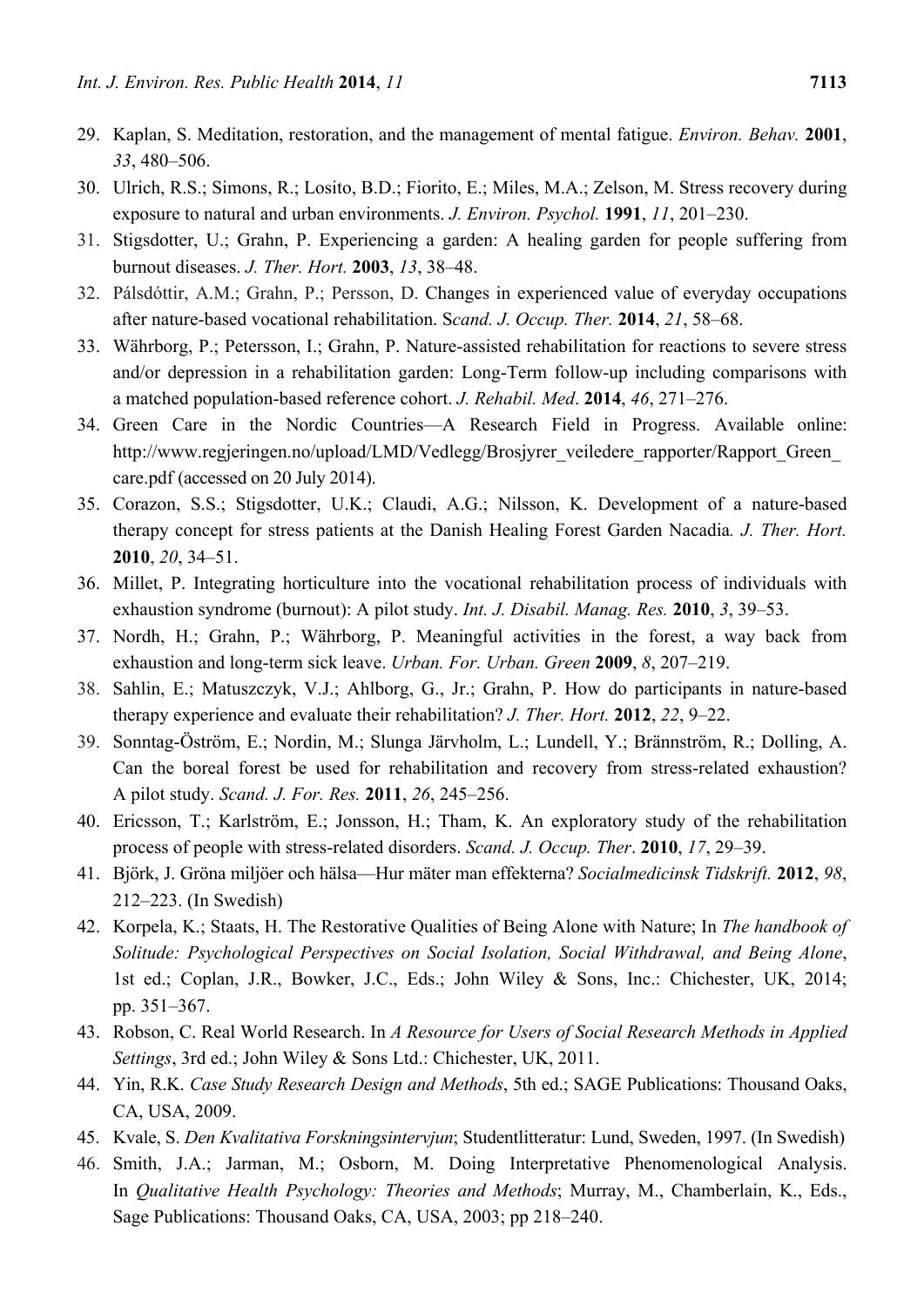29. Kaplan, S. Meditation, restoration, and the management of mental fatigue. *Environ. Behav.* **2001**, *33*, 480–506.
30. Ulrich, R.S.; Simons, R.; Losito, B.D.; Fiorito, E.; Miles, M.A.; Zelson, M. Stress recovery during exposure to natural and urban environments. *J. Environ. Psychol.* **1991**, *11*, 201–230.
31. Stigsdotter, U.; Grahn, P. Experiencing a garden: A healing garden for people suffering from burnout diseases. *J. Ther. Hort.* **2003**, *13*, 38–48.
32. Pálsdóttir, A.M.; Grahn, P.; Persson, D. Changes in experienced value of everyday occupations after nature-based vocational rehabilitation. S*cand. J. Occup. Ther.* **2014**, *21*, 58–68.
33. Währborg, P.; Petersson, I.; Grahn, P. Nature-assisted rehabilitation for reactions to severe stress and/or depression in a rehabilitation garden: Long-Term follow-up including comparisons with a matched population-based reference cohort. *J. Rehabil. Med*. **2014**, *46*, 271–276.
34. Green Care in the Nordic Countries—A Research Field in Progress. Available online: http://www.regjeringen.no/upload/LMD/Vedlegg/Brosjyrer_veiledere_rapporter/Rapport_Green_care.pdf (accessed on 20 July 2014).
35. Corazon, S.S.; Stigsdotter, U.K.; Claudi, A.G.; Nilsson, K. Development of a nature-based therapy concept for stress patients at the Danish Healing Forest Garden Nacadia*. J. Ther. Hort.* **2010**, *20*, 34–51.
36. Millet, P. Integrating horticulture into the vocational rehabilitation process of individuals with exhaustion syndrome (burnout): A pilot study. *Int. J. Disabil. Manag. Res.* **2010**, *3*, 39–53.
37. Nordh, H.; Grahn, P.; Währborg, P. Meaningful activities in the forest, a way back from exhaustion and long-term sick leave. *Urban. For. Urban. Green* **2009**, *8*, 207–219.
38. Sahlin, E.; Matuszczyk, V.J.; Ahlborg, G., Jr.; Grahn, P. How do participants in nature-based therapy experience and evaluate their rehabilitation? *J. Ther. Hort.* **2012**, *22*, 9–22.
39. Sonntag-Öström, E.; Nordin, M.; Slunga Järvholm, L.; Lundell, Y.; Brännström, R.; Dolling, A. Can the boreal forest be used for rehabilitation and recovery from stress-related exhaustion? A pilot study. *Scand. J. For. Res.* **2011**, *26*, 245–256.
40. Ericsson, T.; Karlström, E.; Jonsson, H.; Tham, K. An exploratory study of the rehabilitation process of people with stress-related disorders. *Scand. J. Occup. Ther*. **2010**, *17*, 29–39.
41. Björk, J. Gröna miljöer och hälsa—Hur mäter man effekterna? *Socialmedicinsk Tidskrift.* **2012**, *98*, 212–223. (In Swedish)
42. Korpela, K.; Staats, H. The Restorative Qualities of Being Alone with Nature; In *The handbook of Solitude: Psychological Perspectives on Social Isolation, Social Withdrawal, and Being Alone*, 1st ed.; Coplan, J.R., Bowker, J.C., Eds.; John Wiley & Sons, Inc.: Chichester, UK, 2014; pp. 351–367.
43. Robson, C. Real World Research. In *A Resource for Users of Social Research Methods in Applied Settings*, 3rd ed.; John Wiley & Sons Ltd.: Chichester, UK, 2011.
44. Yin, R.K. *Case Study Research Design and Methods*, 5th ed.; SAGE Publications: Thousand Oaks, CA, USA, 2009.
45. Kvale, S. *Den Kvalitativa Forskningsintervjun*; Studentlitteratur: Lund, Sweden, 1997. (In Swedish)
46. Smith, J.A.; Jarman, M.; Osborn, M. Doing Interpretative Phenomenological Analysis. In *Qualitative Health Psychology: Theories and Methods*; Murray, M., Chamberlain, K., Eds., Sage Publications: Thousand Oaks, CA, USA, 2003; pp 218–240.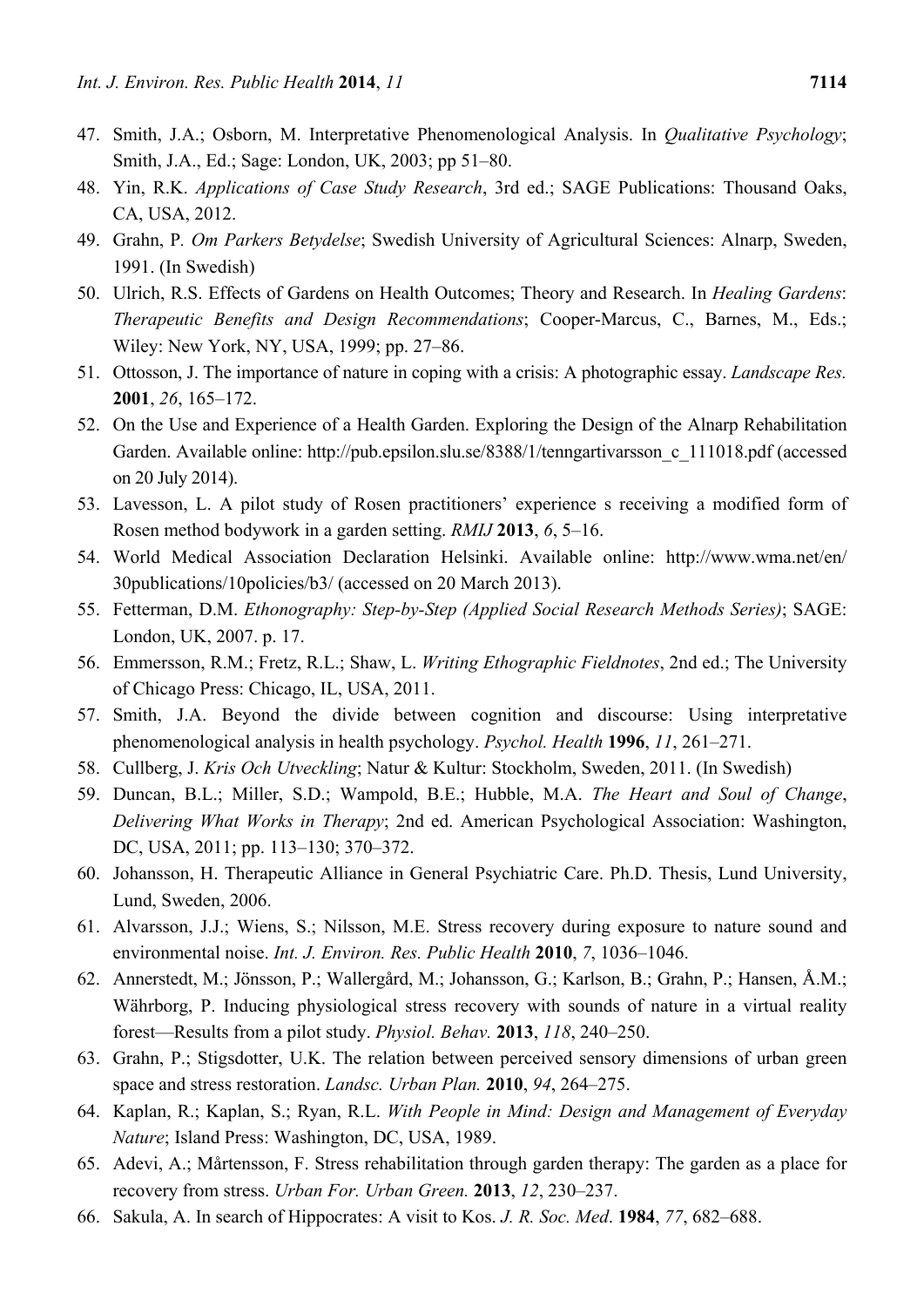47. Smith, J.A.; Osborn, M. Interpretative Phenomenological Analysis. In *Qualitative Psychology*; Smith, J.A., Ed.; Sage: London, UK, 2003; pp 51–80.
48. Yin, R.K. *Applications of Case Study Research*, 3rd ed.; SAGE Publications: Thousand Oaks, CA, USA, 2012.
49. Grahn, P. *Om Parkers Betydelse*; Swedish University of Agricultural Sciences: Alnarp, Sweden, 1991. (In Swedish)
50. Ulrich, R.S. Effects of Gardens on Health Outcomes; Theory and Research. In *Healing Gardens*: *Therapeutic Benefits and Design Recommendations*; Cooper-Marcus, C., Barnes, M., Eds.; Wiley: New York, NY, USA, 1999; pp. 27–86.
51. Ottosson, J. The importance of nature in coping with a crisis: A photographic essay. *Landscape Res.* **2001**, *26*, 165–172.
52. On the Use and Experience of a Health Garden. Exploring the Design of the Alnarp Rehabilitation Garden. Available online: http://pub.epsilon.slu.se/8388/1/tenngartivarsson_c_111018.pdf (accessed on 20 July 2014).
53. Lavesson, L. A pilot study of Rosen practitioners' experience s receiving a modified form of Rosen method bodywork in a garden setting. *RMIJ* **2013**, *6*, 5–16.
54. World Medical Association Declaration Helsinki. Available online: http://www.wma.net/en/30publications/10policies/b3/ (accessed on 20 March 2013).
55. Fetterman, D.M. *Ethonography: Step-by-Step (Applied Social Research Methods Series)*; SAGE: London, UK, 2007. p. 17.
56. Emmersson, R.M.; Fretz, R.L.; Shaw, L. *Writing Ethographic Fieldnotes*, 2nd ed.; The University of Chicago Press: Chicago, IL, USA, 2011.
57. Smith, J.A. Beyond the divide between cognition and discourse: Using interpretative phenomenological analysis in health psychology. *Psychol. Health* **1996**, *11*, 261–271.
58. Cullberg, J. *Kris Och Utveckling*; Natur & Kultur: Stockholm, Sweden, 2011. (In Swedish)
59. Duncan, B.L.; Miller, S.D.; Wampold, B.E.; Hubble, M.A. *The Heart and Soul of Change*, *Delivering What Works in Therapy*; 2nd ed. American Psychological Association: Washington, DC, USA, 2011; pp. 113–130; 370–372.
60. Johansson, H. Therapeutic Alliance in General Psychiatric Care. Ph.D. Thesis, Lund University, Lund, Sweden, 2006.
61. Alvarsson, J.J.; Wiens, S.; Nilsson, M.E. Stress recovery during exposure to nature sound and environmental noise. *Int. J. Environ. Res. Public Health* **2010**, *7*, 1036–1046.
62. Annerstedt, M.; Jönsson, P.; Wallergård, M.; Johansson, G.; Karlson, B.; Grahn, P.; Hansen, Å.M.; Währborg, P. Inducing physiological stress recovery with sounds of nature in a virtual reality forest—Results from a pilot study. *Physiol. Behav.* **2013**, *118*, 240–250.
63. Grahn, P.; Stigsdotter, U.K. The relation between perceived sensory dimensions of urban green space and stress restoration. *Landsc. Urban Plan.* **2010**, *94*, 264–275.
64. Kaplan, R.; Kaplan, S.; Ryan, R.L. *With People in Mind: Design and Management of Everyday Nature*; Island Press: Washington, DC, USA, 1989.
65. Adevi, A.; Mårtensson, F. Stress rehabilitation through garden therapy: The garden as a place for recovery from stress. *Urban For. Urban Green.* **2013**, *12*, 230–237.
66. Sakula, A. In search of Hippocrates: A visit to Kos. *J. R. Soc. Med*. **1984**, *77*, 682–688.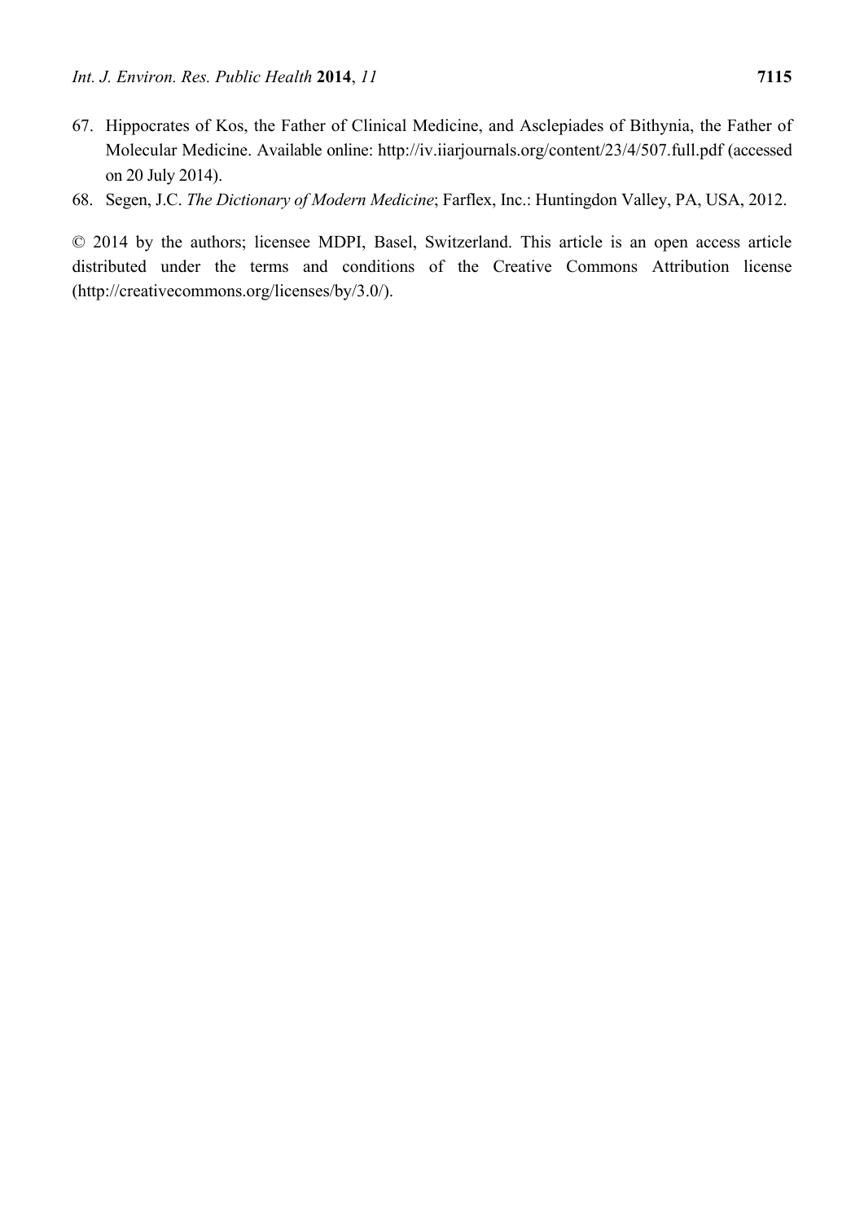67. Hippocrates of Kos, the Father of Clinical Medicine, and Asclepiades of Bithynia, the Father of Molecular Medicine. Available online: http://iv.iiarjournals.org/content/23/4/507.full.pdf (accessed on 20 July 2014).
68. Segen, J.C. *The Dictionary of Modern Medicine*; Farflex, Inc.: Huntingdon Valley, PA, USA, 2012.

© 2014 by the authors; licensee MDPI, Basel, Switzerland. This article is an open access article distributed under the terms and conditions of the Creative Commons Attribution license (http://creativecommons.org/licenses/by/3.0/).